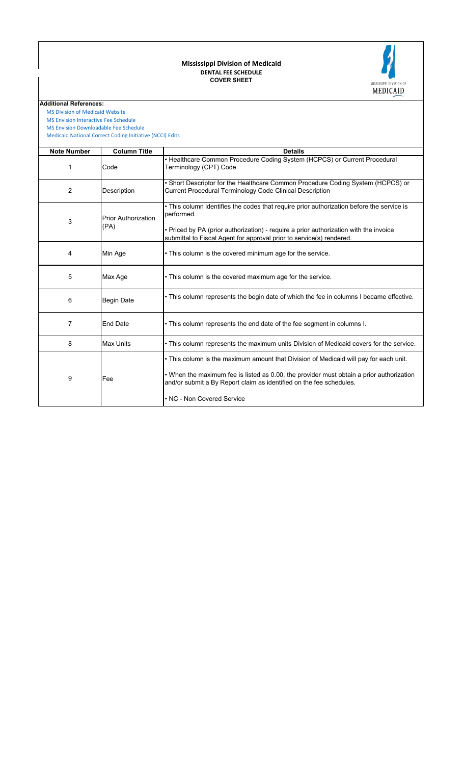# Mississippi Division of Medicaid
## DENTAL FEE SCHEDULE
### COVER SHEET

**Additional References:**

MS Division of Medicaid Website
MS Envision Interactive Fee Schedule
MS Envision Downloadable Fee Schedule
Medicaid National Correct Coding Initiative (NCCI) Edits

| Note Number | Column Title | Details |
|---|---|---|
| 1 | Code | • Healthcare Common Procedure Coding System (HCPCS) or Current Procedural Terminology (CPT) Code |
| 2 | Description | • Short Descriptor for the Healthcare Common Procedure Coding System (HCPCS) or Current Procedural Terminology Code Clinical Description |
| 3 | Prior Authorization (PA) | • This column identifies the codes that require prior authorization before the service is performed.<br><br>• Priced by PA (prior authorization) - require a prior authorization with the invoice submittal to Fiscal Agent for approval prior to service(s) rendered. |
| 4 | Min Age | • This column is the covered minimum age for the service. |
| 5 | Max Age | • This column is the covered maximum age for the service. |
| 6 | Begin Date | • This column represents the begin date of which the fee in columns I became effective. |
| 7 | End Date | • This column represents the end date of the fee segment in columns I. |
| 8 | Max Units | • This column represents the maximum units Division of Medicaid covers for the service. |
| 9 | Fee | • This column is the maximum amount that Division of Medicaid will pay for each unit.<br><br>• When the maximum fee is listed as 0.00, the provider must obtain a prior authorization and/or submit a By Report claim as identified on the fee schedules.<br><br>• NC - Non Covered Service |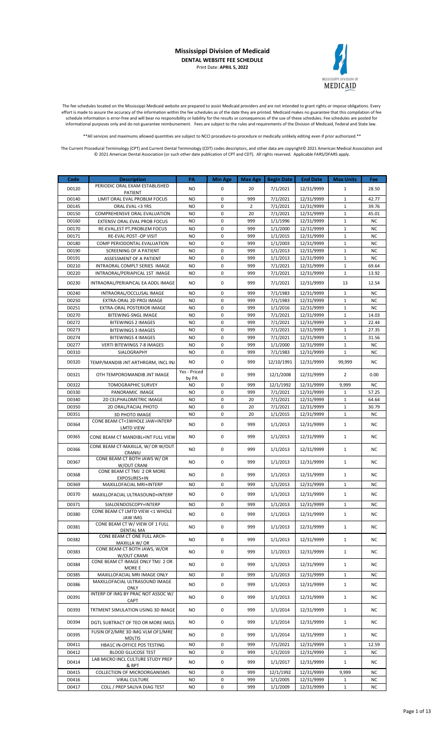# Mississippi Division of Medicaid

**DENTAL WEBSITE FEE SCHEDULE**

Print Date: **APRIL 5, 2022**

The fee schedules located on the Mississippi Medicaid website are prepared to assist Medicaid providers and are not intended to grant rights or impose obligations. Every effort is made to assure the accuracy of the information within the fee schedules as of the date they are printed. Medicaid makes no guarantee that this compilation of fee schedule information is error-free and will bear no responsibility or liability for the results or consequences of the use of these schedules. Fee schedules are posted for informational purposes only and do not guarantee reimbursement. Fees are subject to the rules and requirements of the Division of Medicaid, Federal and State law.

**All services and maximums allowed quantities are subject to NCCI procedure-to-procedure or medically unlikely editing even if prior authorized.**

The Current Procedural Terminology (CPT) and Current Dental Terminology (CDT) codes descriptors, and other data are copyright© 2021 American Medical Association and © 2021 American Dental Association (or such other date publication of CPT and CDT). All rights reserved. Applicable FARS/DFARS apply.

| Code | Description | PA | Min Age | Max Age | Begin Date | End Date | Max Units | Fee |
|---|---|---|---|---|---|---|---|---|
| D0120 | PERIODIC ORAL EXAM ESTABLISHED PATIENT | NO | 0 | 20 | 7/1/2021 | 12/31/9999 | 1 | 28.50 |
| D0140 | LIMIT ORAL EVAL PROBLM FOCUS | NO | 0 | 999 | 7/1/2021 | 12/31/9999 | 1 | 42.77 |
| D0145 | ORAL EVAL <3 YRS | NO | 0 | 2 | 7/1/2021 | 12/31/9999 | 1 | 39.76 |
| D0150 | COMPREHENSVE ORAL EVALUATION | NO | 0 | 20 | 7/1/2021 | 12/31/9999 | 1 | 45.01 |
| D0160 | EXTENSV ORAL EVAL PROB FOCUS | NO | 0 | 999 | 1/1/1996 | 12/31/9999 | 1 | NC |
| D0170 | RE-EVAL,EST PT,PROBLEM FOCUS | NO | 0 | 999 | 1/1/2000 | 12/31/9999 | 1 | NC |
| D0171 | RE-EVAL POST -OP VISIT | NO | 0 | 999 | 1/1/2015 | 12/31/9999 | 1 | NC |
| D0180 | COMP PERIODONTAL EVALUATION | NO | 0 | 999 | 1/1/2003 | 12/31/9999 | 1 | NC |
| D0190 | SCREENING OF A PATIENT | NO | 0 | 999 | 1/1/2013 | 12/31/9999 | 1 | NC |
| D0191 | ASSESSMENT OF A PATIENT | NO | 0 | 999 | 1/1/2013 | 12/31/9999 | 1 | NC |
| D0210 | INTRAORAL COMPLT SERIES IMAGE | NO | 0 | 999 | 7/1/2021 | 12/31/9999 | 1 | 69.64 |
| D0220 | INTRAORAL/PERIAPICAL 1ST IMAGE | NO | 0 | 999 | 7/1/2021 | 12/31/9999 | 1 | 13.92 |
| D0230 | INTRAORAL/PERIAPICAL EA ADDL IMAGE | NO | 0 | 999 | 7/1/2021 | 12/31/9999 | 13 | 12.54 |
| D0240 | INTRAORAL/OCCLUSAL IMAGE | NO | 0 | 999 | 7/1/1983 | 12/31/9999 | 1 | NC |
| D0250 | EXTRA-ORAL 2D PROJ IMAGE | NO | 0 | 999 | 7/1/1983 | 12/31/9999 | 1 | NC |
| D0251 | EXTRA-ORAL POSTERIOR IMAGE | NO | 0 | 999 | 1/1/2016 | 12/31/9999 | 1 | NC |
| D0270 | BITEWING-SNGL IMAGE | NO | 0 | 999 | 7/1/2021 | 12/31/9999 | 1 | 14.03 |
| D0272 | BITEWINGS 2 IMAGES | NO | 0 | 999 | 7/1/2021 | 12/31/9999 | 1 | 22.44 |
| D0273 | BITEWINGS 3 IMAGES | NO | 0 | 999 | 7/1/2021 | 12/31/9999 | 1 | 27.35 |
| D0274 | BITEWINGS 4 IMAGES | NO | 0 | 999 | 7/1/2021 | 12/31/9999 | 1 | 31.56 |
| D0277 | VERTI BITEWINGS 7-8 IMAGES | NO | 0 | 999 | 1/1/2000 | 12/31/9999 | 1 | NC |
| D0310 | SIALOGRAPHY | NO | 0 | 999 | 7/1/1983 | 12/31/9999 | 1 | NC |
| D0320 | TEMP/MANDIB JNT ARTHRGRM, INCL INJ | NO | 0 | 999 | 12/10/1991 | 12/31/9999 | 99,999 | NC |
| D0321 | OTH TEMPOROMANDIB JNT IMAGE | Yes - Priced by PA | 0 | 999 | 12/1/2008 | 12/31/9999 | 2 | 0.00 |
| D0322 | TOMOGRAPHIC SURVEY | NO | 0 | 999 | 12/1/1992 | 12/31/9999 | 9,999 | NC |
| D0330 | PANORAMIC IMAGE | NO | 0 | 999 | 7/1/2021 | 12/31/9999 | 1 | 57.25 |
| D0340 | 2D CELPHALOMETRIC IMAGE | NO | 0 | 20 | 7/1/2021 | 12/31/9999 | 1 | 64.64 |
| D0350 | 2D ORAL/FACIAL PHOTO | NO | 0 | 20 | 7/1/2021 | 12/31/9999 | 1 | 30.79 |
| D0351 | 3D PHOTO IMAGE | NO | 0 | 20 | 1/1/2015 | 12/31/9999 | 1 | NC |
| D0364 | CONE BEAM CT<1WHOLE JAW+INTERP LMTD VIEW | NO | 0 | 999 | 1/1/2013 | 12/31/9999 | 1 | NC |
| D0365 | CONE BEAM CT MANDIBL+INT FULL VIEW | NO | 0 | 999 | 1/1/2013 | 12/31/9999 | 1 | NC |
| D0366 | CONE BEAM CT-MAXILLA, W/ OR W/OUT CRANIU | NO | 0 | 999 | 1/1/2013 | 12/31/9999 | 1 | NC |
| D0367 | CONE BEAM CT BOTH JAWS W/ OR W/OUT CRANI | NO | 0 | 999 | 1/1/2013 | 12/31/9999 | 1 | NC |
| D0368 | CONE BEAM CT TMJ 2 OR MORE EXPOSURES+IN | NO | 0 | 999 | 1/1/2013 | 12/31/9999 | 1 | NC |
| D0369 | MAXILLOFACIAL MRI+INTERP | NO | 0 | 999 | 1/1/2013 | 12/31/9999 | 1 | NC |
| D0370 | MAXILLOFACIAL ULTRASOUND+INTERP | NO | 0 | 999 | 1/1/2013 | 12/31/9999 | 1 | NC |
| D0371 | SIALOENDOSCOPY+INTERP | NO | 0 | 999 | 1/1/2013 | 12/31/9999 | 1 | NC |
| D0380 | CONE BEAM CT LMTD VIEW <1 WHOLE JAW IMG | NO | 0 | 999 | 1/1/2013 | 12/31/9999 | 1 | NC |
| D0381 | CONE BEAM CT W/ VIEW OF 1 FULL DENTAL MA | NO | 0 | 999 | 1/1/2013 | 12/31/9999 | 1 | NC |
| D0382 | CONE BEAM CT ONE FULL ARCH-MAXILLA W/ OR | NO | 0 | 999 | 1/1/2013 | 12/31/9999 | 1 | NC |
| D0383 | CONE BEAM CT BOTH JAWS, W/OR W/OUT CRAMI | NO | 0 | 999 | 1/1/2013 | 12/31/9999 | 1 | NC |
| D0384 | CONE BEAM CT IMAGE ONLY TMJ 2 OR MORE E | NO | 0 | 999 | 1/1/2013 | 12/31/9999 | 1 | NC |
| D0385 | MAXILLOFACIAL MRI IMAGE ONLY | NO | 0 | 999 | 1/1/2013 | 12/31/9999 | 1 | NC |
| D0386 | MAXILLOFACIAL ULTRASOUND IMAGE ONLY | NO | 0 | 999 | 1/1/2013 | 12/31/9999 | 1 | NC |
| D0391 | INTERP OF IMG BY PRAC NOT ASSOC W/ CAPT | NO | 0 | 999 | 1/1/2013 | 12/31/9999 | 1 | NC |
| D0393 | TRTMENT SIMULATION USING 3D IMAGE | NO | 0 | 999 | 1/1/2014 | 12/31/9999 | 1 | NC |
| D0394 | DGTL SUBTRACT OF TEO OR MORE IMGS | NO | 0 | 999 | 1/1/2014 | 12/31/9999 | 1 | NC |
| D0395 | FUSIN OF2/MRE 3D IMG VLM OF1/MRE MDLTIS | NO | 0 | 999 | 1/1/2014 | 12/31/9999 | 1 | NC |
| D0411 | HBA1C IN-OFFICE POS TESTING | NO | 0 | 999 | 7/1/2021 | 12/31/9999 | 1 | 12.59 |
| D0412 | BLOOD GLUCOSE TEST | NO | 0 | 999 | 1/1/2019 | 12/31/9999 | 1 | NC |
| D0414 | LAB MICRO INCL CULTURE STUDY PREP & RPT | NO | 0 | 999 | 1/1/2017 | 12/31/9999 | 1 | NC |
| D0415 | COLLECTION OF MICROORGANISMS | NO | 0 | 999 | 12/1/1992 | 12/31/9999 | 9,999 | NC |
| D0416 | VIRAL CULTURE | NO | 0 | 999 | 1/1/2005 | 12/31/9999 | 1 | NC |
| D0417 | COLL / PREP SALIVA DIAG TEST | NO | 0 | 999 | 1/1/2009 | 12/31/9999 | 1 | NC |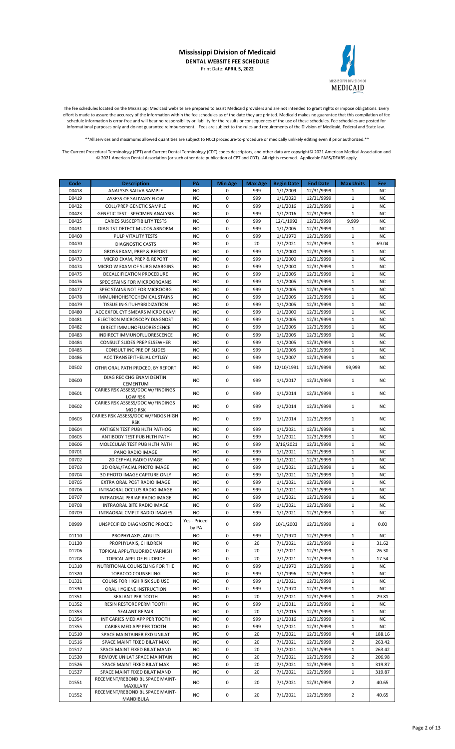# Mississippi Division of Medicaid

**DENTAL WEBSITE FEE SCHEDULE**

Print Date: **APRIL 5, 2022**

The fee schedules located on the Mississippi Medicaid website are prepared to assist Medicaid providers and are not intended to grant rights or impose obligations. Every effort is made to assure the accuracy of the information within the fee schedules as of the date they are printed. Medicaid makes no guarantee that this compilation of fee schedule information is error-free and will bear no responsibility or liability for the results or consequences of the use of these schedules. Fee schedules are posted for informational purposes only and do not guarantee reimbursement. Fees are subject to the rules and requirements of the Division of Medicaid, Federal and State law.

**All services and maximums allowed quantities are subject to NCCI procedure-to-procedure or medically unlikely editing even if prior authorized.**

The Current Procedural Terminology (CPT) and Current Dental Terminology (CDT) codes descriptors, and other data are copyright© 2021 American Medical Association and © 2021 American Dental Association (or such other date publication of CPT and CDT). All rights reserved. Applicable FARS/DFARS apply.

| Code | Description | PA | Min Age | Max Age | Begin Date | End Date | Max Units | Fee |
|---|---|---|---|---|---|---|---|---|
| D0418 | ANALYSIS SALIVA SAMPLE | NO | 0 | 999 | 1/1/2009 | 12/31/9999 | 1 | NC |
| D0419 | ASSESS OF SALIVARY FLOW | NO | 0 | 999 | 1/1/2020 | 12/31/9999 | 1 | NC |
| D0422 | COLL/PREP GENETIC SAMPLE | NO | 0 | 999 | 1/1/2016 | 12/31/9999 | 1 | NC |
| D0423 | GENETIC TEST - SPECIMEN ANALYSIS | NO | 0 | 999 | 1/1/2016 | 12/31/9999 | 1 | NC |
| D0425 | CARIES SUSCEPTIBILITY TESTS | NO | 0 | 999 | 12/1/1992 | 12/31/9999 | 9,999 | NC |
| D0431 | DIAG TST DETECT MUCOS ABNORM | NO | 0 | 999 | 1/1/2005 | 12/31/9999 | 1 | NC |
| D0460 | PULP VITALITY TESTS | NO | 0 | 999 | 1/1/1970 | 12/31/9999 | 1 | NC |
| D0470 | DIAGNOSTIC CASTS | NO | 0 | 20 | 7/1/2021 | 12/31/9999 | 1 | 69.04 |
| D0472 | GROSS EXAM, PREP & REPORT | NO | 0 | 999 | 1/1/2000 | 12/31/9999 | 1 | NC |
| D0473 | MICRO EXAM, PREP & REPORT | NO | 0 | 999 | 1/1/2000 | 12/31/9999 | 1 | NC |
| D0474 | MICRO W EXAM OF SURG MARGINS | NO | 0 | 999 | 1/1/2000 | 12/31/9999 | 1 | NC |
| D0475 | DECALCIFICATION PROCEDURE | NO | 0 | 999 | 1/1/2005 | 12/31/9999 | 1 | NC |
| D0476 | SPEC STAINS FOR MICROORGANIS | NO | 0 | 999 | 1/1/2005 | 12/31/9999 | 1 | NC |
| D0477 | SPEC STAINS NOT FOR MICROORG | NO | 0 | 999 | 1/1/2005 | 12/31/9999 | 1 | NC |
| D0478 | IMMUNOHOISTOCHEMICAL STAINS | NO | 0 | 999 | 1/1/2005 | 12/31/9999 | 1 | NC |
| D0479 | TISSUE IN-SITUHYBRIDIZATION | NO | 0 | 999 | 1/1/2005 | 12/31/9999 | 1 | NC |
| D0480 | ACC EXFOL CYT SMEARS MICRO EXAM | NO | 0 | 999 | 1/1/2000 | 12/31/9999 | 1 | NC |
| D0481 | ELECTRON MICROSCOPY DIAGNOST | NO | 0 | 999 | 1/1/2005 | 12/31/9999 | 1 | NC |
| D0482 | DIRECT IMMUNOFLUORESCENCE | NO | 0 | 999 | 1/1/2005 | 12/31/9999 | 1 | NC |
| D0483 | INDIRECT IMMUNOFLUORESCENCE | NO | 0 | 999 | 1/1/2005 | 12/31/9999 | 1 | NC |
| D0484 | CONSULT SLIDES PREP ELSEWHER | NO | 0 | 999 | 1/1/2005 | 12/31/9999 | 1 | NC |
| D0485 | CONSULT INC PREP OF SLIDES | NO | 0 | 999 | 1/1/2005 | 12/31/9999 | 1 | NC |
| D0486 | ACC TRANSEPITHELIAL CYTLGY | NO | 0 | 999 | 1/1/2007 | 12/31/9999 | 1 | NC |
| D0502 | OTHR ORAL PATH PROCED, BY REPORT | NO | 0 | 999 | 12/10/1991 | 12/31/9999 | 99,999 | NC |
| D0600 | DIAG REC CHG ENAM DENTIN CEMENTUM | NO | 0 | 999 | 1/1/2017 | 12/31/9999 | 1 | NC |
| D0601 | CARIES RSK ASSESS/DOC W/FINDINGS LOW RSK | NO | 0 | 999 | 1/1/2014 | 12/31/9999 | 1 | NC |
| D0602 | CARIES RSK ASSESS/DOC W/FINDINGS MOD RSK | NO | 0 | 999 | 1/1/2014 | 12/31/9999 | 1 | NC |
| D0603 | CARIES RSK ASSESS/DOC W/FNDGS HIGH RSK | NO | 0 | 999 | 1/1/2014 | 12/31/9999 | 1 | NC |
| D0604 | ANTIGEN TEST PUB HLTH PATHOG | NO | 0 | 999 | 1/1/2021 | 12/31/9999 | 1 | NC |
| D0605 | ANTIBODY TEST PUB HLTH PATH | NO | 0 | 999 | 1/1/2021 | 12/31/9999 | 1 | NC |
| D0606 | MOLECULAR TEST PUB HLTH PATH | NO | 0 | 999 | 3/16/2021 | 12/31/9999 | 1 | NC |
| D0701 | PANO RADIO IMAGE | NO | 0 | 999 | 1/1/2021 | 12/31/9999 | 1 | NC |
| D0702 | 2D CEPHAL RADIO IMAGE | NO | 0 | 999 | 1/1/2021 | 12/31/9999 | 1 | NC |
| D0703 | 2D ORAL/FACIAL PHOTO IMAGE | NO | 0 | 999 | 1/1/2021 | 12/31/9999 | 1 | NC |
| D0704 | 3D PHOTO IMAGE CAPTURE ONLY | NO | 0 | 999 | 1/1/2021 | 12/31/9999 | 1 | NC |
| D0705 | EXTRA ORAL POST RADIO IMAGE | NO | 0 | 999 | 1/1/2021 | 12/31/9999 | 1 | NC |
| D0706 | INTRAORAL OCCLUS RADIO IMAGE | NO | 0 | 999 | 1/1/2021 | 12/31/9999 | 1 | NC |
| D0707 | INTRAORAL PERIAP RADIO IMAGE | NO | 0 | 999 | 1/1/2021 | 12/31/9999 | 1 | NC |
| D0708 | INTRAORAL BITE RADIO IMAGE | NO | 0 | 999 | 1/1/2021 | 12/31/9999 | 1 | NC |
| D0709 | INTRAORAL CMPLT RADIO IMAGES | NO | 0 | 999 | 1/1/2021 | 12/31/9999 | 1 | NC |
| D0999 | UNSPECIFIED DIAGNOSTIC PROCED | Yes - Priced by PA | 0 | 999 | 10/1/2003 | 12/31/9999 | 1 | 0.00 |
| D1110 | PROPHYLAXIS, ADULTS | NO | 0 | 999 | 1/1/1970 | 12/31/9999 | 1 | NC |
| D1120 | PROPHYLAXIS, CHILDREN | NO | 0 | 20 | 7/1/2021 | 12/31/9999 | 1 | 31.62 |
| D1206 | TOPICAL APPL/FLUORIDE VARNISH | NO | 0 | 20 | 7/1/2021 | 12/31/9999 | 1 | 26.30 |
| D1208 | TOPICAL APPL OF FLUORIDE | NO | 0 | 20 | 7/1/2021 | 12/31/9999 | 1 | 17.54 |
| D1310 | NUTRITIONAL COUNSELING FOR THE | NO | 0 | 999 | 1/1/1970 | 12/31/9999 | 1 | NC |
| D1320 | TOBACCO COUNSELING | NO | 0 | 999 | 1/1/1996 | 12/31/9999 | 1 | NC |
| D1321 | COUNS FOR HIGH RISK SUB USE | NO | 0 | 999 | 1/1/2021 | 12/31/9999 | 1 | NC |
| D1330 | ORAL HYGIENE INSTRUCTION | NO | 0 | 999 | 1/1/1970 | 12/31/9999 | 1 | NC |
| D1351 | SEALANT PER TOOTH | NO | 0 | 20 | 7/1/2021 | 12/31/9999 | 1 | 29.81 |
| D1352 | RESIN RESTORE PERM TOOTH | NO | 0 | 999 | 1/1/2011 | 12/31/9999 | 1 | NC |
| D1353 | SEALANT REPAIR | NO | 0 | 20 | 1/1/2015 | 12/31/9999 | 1 | NC |
| D1354 | INT CARIES MED APP PER TOOTH | NO | 0 | 999 | 1/1/2016 | 12/31/9999 | 1 | NC |
| D1355 | CARIES MED APP PER TOOTH | NO | 0 | 999 | 1/1/2021 | 12/31/9999 | 1 | NC |
| D1510 | SPACE MAINTAINER FXD UNILAT | NO | 0 | 20 | 7/1/2021 | 12/31/9999 | 4 | 188.16 |
| D1516 | SPACE MAINT FIXED BILAT MAX | NO | 0 | 20 | 7/1/2021 | 12/31/9999 | 2 | 263.42 |
| D1517 | SPACE MAINT FIXED BILAT MAND | NO | 0 | 20 | 7/1/2021 | 12/31/9999 | 1 | 263.42 |
| D1520 | REMOVE UNILAT SPACE MAINTAIN | NO | 0 | 20 | 7/1/2021 | 12/31/9999 | 2 | 206.98 |
| D1526 | SPACE MAINT FIXED BILAT MAX | NO | 0 | 20 | 7/1/2021 | 12/31/9999 | 1 | 319.87 |
| D1527 | SPACE MAINT FIXED BILAT MAND | NO | 0 | 20 | 7/1/2021 | 12/31/9999 | 1 | 319.87 |
| D1551 | RECEMENT/REBOND BL SPACE MAINT-MAXILLARY | NO | 0 | 20 | 7/1/2021 | 12/31/9999 | 2 | 40.65 |
| D1552 | RECEMENT/REBOND BL SPACE MAINT-MANDIBULA | NO | 0 | 20 | 7/1/2021 | 12/31/9999 | 2 | 40.65 |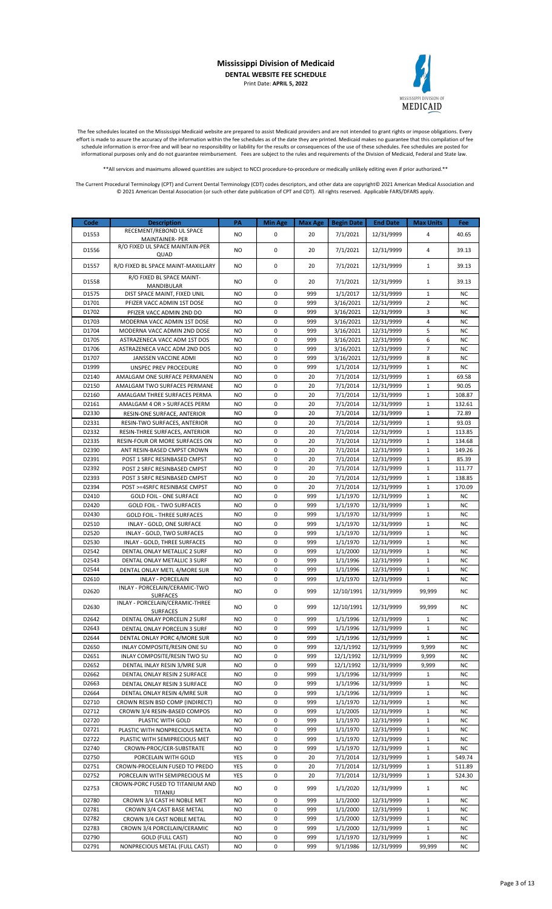# Mississippi Division of Medicaid

**DENTAL WEBSITE FEE SCHEDULE**

Print Date: **APRIL 5, 2022**

The fee schedules located on the Mississippi Medicaid website are prepared to assist Medicaid providers and are not intended to grant rights or impose obligations. Every effort is made to assure the accuracy of the information within the fee schedules as of the date they are printed. Medicaid makes no guarantee that this compilation of fee schedule information is error-free and will bear no responsibility or liability for the results or consequences of the use of these schedules. Fee schedules are posted for informational purposes only and do not guarantee reimbursement. Fees are subject to the rules and requirements of the Division of Medicaid, Federal and State law.

**All services and maximums allowed quantities are subject to NCCI procedure-to-procedure or medically unlikely editing even if prior authorized.**

The Current Procedural Terminology (CPT) and Current Dental Terminology (CDT) codes descriptors, and other data are copyright© 2021 American Medical Association and © 2021 American Dental Association (or such other date publication of CPT and CDT). All rights reserved. Applicable FARS/DFARS apply.

| Code | Description | PA | Min Age | Max Age | Begin Date | End Date | Max Units | Fee |
|---|---|---|---|---|---|---|---|---|
| D1553 | RECEMENT/REBOND UL SPACE MAINTAINER- PER | NO | 0 | 20 | 7/1/2021 | 12/31/9999 | 4 | 40.65 |
| D1556 | R/O FIXED UL SPACE MAINTAIN-PER QUAD | NO | 0 | 20 | 7/1/2021 | 12/31/9999 | 4 | 39.13 |
| D1557 | R/O FIXED BL SPACE MAINT-MAXILLARY | NO | 0 | 20 | 7/1/2021 | 12/31/9999 | 1 | 39.13 |
| D1558 | R/O FIXED BL SPACE MAINT-MANDIBULAR | NO | 0 | 20 | 7/1/2021 | 12/31/9999 | 1 | 39.13 |
| D1575 | DIST SPACE MAINT, FIXED UNIL | NO | 0 | 999 | 1/1/2017 | 12/31/9999 | 1 | NC |
| D1701 | PFIZER VACC ADMIN 1ST DOSE | NO | 0 | 999 | 3/16/2021 | 12/31/9999 | 2 | NC |
| D1702 | PFIZER VACC ADMIN 2ND DO | NO | 0 | 999 | 3/16/2021 | 12/31/9999 | 3 | NC |
| D1703 | MODERNA VACC ADMIN 1ST DOSE | NO | 0 | 999 | 3/16/2021 | 12/31/9999 | 4 | NC |
| D1704 | MODERNA VACC ADMIN 2ND DOSE | NO | 0 | 999 | 3/16/2021 | 12/31/9999 | 5 | NC |
| D1705 | ASTRAZENECA VACC ADM 1ST DOS | NO | 0 | 999 | 3/16/2021 | 12/31/9999 | 6 | NC |
| D1706 | ASTRAZENECA VACC ADM 2ND DOS | NO | 0 | 999 | 3/16/2021 | 12/31/9999 | 7 | NC |
| D1707 | JANSSEN VACCINE ADMI | NO | 0 | 999 | 3/16/2021 | 12/31/9999 | 8 | NC |
| D1999 | UNSPEC PREV PROCEDURE | NO | 0 | 999 | 1/1/2014 | 12/31/9999 | 1 | NC |
| D2140 | AMALGAM ONE SURFACE PERMANEN | NO | 0 | 20 | 7/1/2014 | 12/31/9999 | 1 | 69.58 |
| D2150 | AMALGAM TWO SURFACES PERMANE | NO | 0 | 20 | 7/1/2014 | 12/31/9999 | 1 | 90.05 |
| D2160 | AMALGAM THREE SURFACES PERMA | NO | 0 | 20 | 7/1/2014 | 12/31/9999 | 1 | 108.87 |
| D2161 | AMALGAM 4 OR > SURFACES PERM | NO | 0 | 20 | 7/1/2014 | 12/31/9999 | 1 | 132.61 |
| D2330 | RESIN-ONE SURFACE, ANTERIOR | NO | 0 | 20 | 7/1/2014 | 12/31/9999 | 1 | 72.89 |
| D2331 | RESIN-TWO SURFACES, ANTERIOR | NO | 0 | 20 | 7/1/2014 | 12/31/9999 | 1 | 93.03 |
| D2332 | RESIN-THREE SURFACES, ANTERIOR | NO | 0 | 20 | 7/1/2014 | 12/31/9999 | 1 | 113.85 |
| D2335 | RESIN-FOUR OR MORE SURFACES ON | NO | 0 | 20 | 7/1/2014 | 12/31/9999 | 1 | 134.68 |
| D2390 | ANT RESIN-BASED CMPST CROWN | NO | 0 | 20 | 7/1/2014 | 12/31/9999 | 1 | 149.26 |
| D2391 | POST 1 SRFC RESINBASED CMPST | NO | 0 | 20 | 7/1/2014 | 12/31/9999 | 1 | 85.39 |
| D2392 | POST 2 SRFC RESINBASED CMPST | NO | 0 | 20 | 7/1/2014 | 12/31/9999 | 1 | 111.77 |
| D2393 | POST 3 SRFC RESINBASED CMPST | NO | 0 | 20 | 7/1/2014 | 12/31/9999 | 1 | 138.85 |
| D2394 | POST >=4SRFC RESINBASE CMPST | NO | 0 | 20 | 7/1/2014 | 12/31/9999 | 1 | 170.09 |
| D2410 | GOLD FOIL - ONE SURFACE | NO | 0 | 999 | 1/1/1970 | 12/31/9999 | 1 | NC |
| D2420 | GOLD FOIL - TWO SURFACES | NO | 0 | 999 | 1/1/1970 | 12/31/9999 | 1 | NC |
| D2430 | GOLD FOIL - THREE SURFACES | NO | 0 | 999 | 1/1/1970 | 12/31/9999 | 1 | NC |
| D2510 | INLAY - GOLD, ONE SURFACE | NO | 0 | 999 | 1/1/1970 | 12/31/9999 | 1 | NC |
| D2520 | INLAY - GOLD, TWO SURFACES | NO | 0 | 999 | 1/1/1970 | 12/31/9999 | 1 | NC |
| D2530 | INLAY - GOLD, THREE SURFACES | NO | 0 | 999 | 1/1/1970 | 12/31/9999 | 1 | NC |
| D2542 | DENTAL ONLAY METALLIC 2 SURF | NO | 0 | 999 | 1/1/2000 | 12/31/9999 | 1 | NC |
| D2543 | DENTAL ONLAY METALLIC 3 SURF | NO | 0 | 999 | 1/1/1996 | 12/31/9999 | 1 | NC |
| D2544 | DENTAL ONLAY METL 4/MORE SUR | NO | 0 | 999 | 1/1/1996 | 12/31/9999 | 1 | NC |
| D2610 | INLAY - PORCELAIN | NO | 0 | 999 | 1/1/1970 | 12/31/9999 | 1 | NC |
| D2620 | INLAY - PORCELAIN/CERAMIC-TWO SURFACES | NO | 0 | 999 | 12/10/1991 | 12/31/9999 | 99,999 | NC |
| D2630 | INLAY - PORCELAIN/CERAMIC-THREE SURFACES | NO | 0 | 999 | 12/10/1991 | 12/31/9999 | 99,999 | NC |
| D2642 | DENTAL ONLAY PORCELIN 2 SURF | NO | 0 | 999 | 1/1/1996 | 12/31/9999 | 1 | NC |
| D2643 | DENTAL ONLAY PORCELIN 3 SURF | NO | 0 | 999 | 1/1/1996 | 12/31/9999 | 1 | NC |
| D2644 | DENTAL ONLAY PORC 4/MORE SUR | NO | 0 | 999 | 1/1/1996 | 12/31/9999 | 1 | NC |
| D2650 | INLAY COMPOSITE/RESIN ONE SU | NO | 0 | 999 | 12/1/1992 | 12/31/9999 | 9,999 | NC |
| D2651 | INLAY COMPOSITE/RESIN TWO SU | NO | 0 | 999 | 12/1/1992 | 12/31/9999 | 9,999 | NC |
| D2652 | DENTAL INLAY RESIN 3/MRE SUR | NO | 0 | 999 | 12/1/1992 | 12/31/9999 | 9,999 | NC |
| D2662 | DENTAL ONLAY RESIN 2 SURFACE | NO | 0 | 999 | 1/1/1996 | 12/31/9999 | 1 | NC |
| D2663 | DENTAL ONLAY RESIN 3 SURFACE | NO | 0 | 999 | 1/1/1996 | 12/31/9999 | 1 | NC |
| D2664 | DENTAL ONLAY RESIN 4/MRE SUR | NO | 0 | 999 | 1/1/1996 | 12/31/9999 | 1 | NC |
| D2710 | CROWN RESIN BSD COMP (INDIRECT) | NO | 0 | 999 | 1/1/1970 | 12/31/9999 | 1 | NC |
| D2712 | CROWN 3/4 RESIN-BASED COMPOS | NO | 0 | 999 | 1/1/2005 | 12/31/9999 | 1 | NC |
| D2720 | PLASTIC WITH GOLD | NO | 0 | 999 | 1/1/1970 | 12/31/9999 | 1 | NC |
| D2721 | PLASTIC WITH NONPRECIOUS META | NO | 0 | 999 | 1/1/1970 | 12/31/9999 | 1 | NC |
| D2722 | PLASTIC WITH SEMIPRECIOUS MET | NO | 0 | 999 | 1/1/1970 | 12/31/9999 | 1 | NC |
| D2740 | CROWN-PROC/CER-SUBSTRATE | NO | 0 | 999 | 1/1/1970 | 12/31/9999 | 1 | NC |
| D2750 | PORCELAIN WITH GOLD | YES | 0 | 20 | 7/1/2014 | 12/31/9999 | 1 | 549.74 |
| D2751 | CROWN-PROCELAIN FUSED TO PREDO | YES | 0 | 20 | 7/1/2014 | 12/31/9999 | 1 | 511.89 |
| D2752 | PORCELAIN WITH SEMIPRECIOUS M | YES | 0 | 20 | 7/1/2014 | 12/31/9999 | 1 | 524.30 |
| D2753 | CROWN-PORC FUSED TO TITANIUM AND TITANIU | NO | 0 | 999 | 1/1/2020 | 12/31/9999 | 1 | NC |
| D2780 | CROWN 3/4 CAST HI NOBLE MET | NO | 0 | 999 | 1/1/2000 | 12/31/9999 | 1 | NC |
| D2781 | CROWN 3/4 CAST BASE METAL | NO | 0 | 999 | 1/1/2000 | 12/31/9999 | 1 | NC |
| D2782 | CROWN 3/4 CAST NOBLE METAL | NO | 0 | 999 | 1/1/2000 | 12/31/9999 | 1 | NC |
| D2783 | CROWN 3/4 PORCELAIN/CERAMIC | NO | 0 | 999 | 1/1/2000 | 12/31/9999 | 1 | NC |
| D2790 | GOLD (FULL CAST) | NO | 0 | 999 | 1/1/1970 | 12/31/9999 | 1 | NC |
| D2791 | NONPRECIOUS METAL (FULL CAST) | NO | 0 | 999 | 9/1/1986 | 12/31/9999 | 99,999 | NC |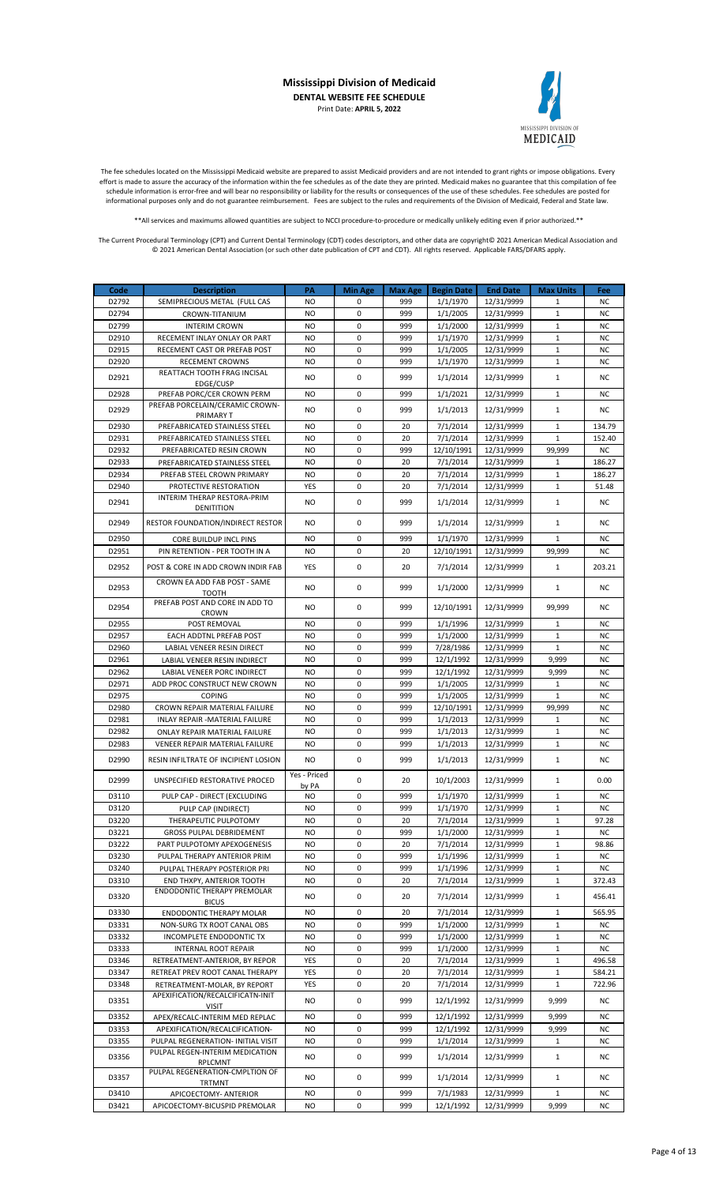# Mississippi Division of Medicaid

**DENTAL WEBSITE FEE SCHEDULE**

Print Date: **APRIL 5, 2022**

The fee schedules located on the Mississippi Medicaid website are prepared to assist Medicaid providers and are not intended to grant rights or impose obligations. Every effort is made to assure the accuracy of the information within the fee schedules as of the date they are printed. Medicaid makes no guarantee that this compilation of fee schedule information is error-free and will bear no responsibility or liability for the results or consequences of the use of these schedules. Fee schedules are posted for informational purposes only and do not guarantee reimbursement. Fees are subject to the rules and requirements of the Division of Medicaid, Federal and State law.

**All services and maximums allowed quantities are subject to NCCI procedure-to-procedure or medically unlikely editing even if prior authorized.**

The Current Procedural Terminology (CPT) and Current Dental Terminology (CDT) codes descriptors, and other data are copyright© 2021 American Medical Association and © 2021 American Dental Association (or such other date publication of CPT and CDT). All rights reserved. Applicable FARS/DFARS apply.

| Code | Description | PA | Min Age | Max Age | Begin Date | End Date | Max Units | Fee |
|---|---|---|---|---|---|---|---|---|
| D2792 | SEMIPRECIOUS METAL (FULL CAS | NO | 0 | 999 | 1/1/1970 | 12/31/9999 | 1 | NC |
| D2794 | CROWN-TITANIUM | NO | 0 | 999 | 1/1/2005 | 12/31/9999 | 1 | NC |
| D2799 | INTERIM CROWN | NO | 0 | 999 | 1/1/2000 | 12/31/9999 | 1 | NC |
| D2910 | RECEMENT INLAY ONLAY OR PART | NO | 0 | 999 | 1/1/1970 | 12/31/9999 | 1 | NC |
| D2915 | RECEMENT CAST OR PREFAB POST | NO | 0 | 999 | 1/1/2005 | 12/31/9999 | 1 | NC |
| D2920 | RECEMENT CROWNS | NO | 0 | 999 | 1/1/1970 | 12/31/9999 | 1 | NC |
| D2921 | REATTACH TOOTH FRAG INCISAL EDGE/CUSP | NO | 0 | 999 | 1/1/2014 | 12/31/9999 | 1 | NC |
| D2928 | PREFAB PORC/CER CROWN PERM | NO | 0 | 999 | 1/1/2021 | 12/31/9999 | 1 | NC |
| D2929 | PREFAB PORCELAIN/CERAMIC CROWN-PRIMARY T | NO | 0 | 999 | 1/1/2013 | 12/31/9999 | 1 | NC |
| D2930 | PREFABRICATED STAINLESS STEEL | NO | 0 | 20 | 7/1/2014 | 12/31/9999 | 1 | 134.79 |
| D2931 | PREFABRICATED STAINLESS STEEL | NO | 0 | 20 | 7/1/2014 | 12/31/9999 | 1 | 152.40 |
| D2932 | PREFABRICATED RESIN CROWN | NO | 0 | 999 | 12/10/1991 | 12/31/9999 | 99,999 | NC |
| D2933 | PREFABRICATED STAINLESS STEEL | NO | 0 | 20 | 7/1/2014 | 12/31/9999 | 1 | 186.27 |
| D2934 | PREFAB STEEL CROWN PRIMARY | NO | 0 | 20 | 7/1/2014 | 12/31/9999 | 1 | 186.27 |
| D2940 | PROTECTIVE RESTORATION | YES | 0 | 20 | 7/1/2014 | 12/31/9999 | 1 | 51.48 |
| D2941 | INTERIM THERAP RESTORA-PRIM DENITITION | NO | 0 | 999 | 1/1/2014 | 12/31/9999 | 1 | NC |
| D2949 | RESTOR FOUNDATION/INDIRECT RESTOR | NO | 0 | 999 | 1/1/2014 | 12/31/9999 | 1 | NC |
| D2950 | CORE BUILDUP INCL PINS | NO | 0 | 999 | 1/1/1970 | 12/31/9999 | 1 | NC |
| D2951 | PIN RETENTION - PER TOOTH IN A | NO | 0 | 20 | 12/10/1991 | 12/31/9999 | 99,999 | NC |
| D2952 | POST & CORE IN ADD CROWN INDIR FAB | YES | 0 | 20 | 7/1/2014 | 12/31/9999 | 1 | 203.21 |
| D2953 | CROWN EA ADD FAB POST - SAME TOOTH | NO | 0 | 999 | 1/1/2000 | 12/31/9999 | 1 | NC |
| D2954 | PREFAB POST AND CORE IN ADD TO CROWN | NO | 0 | 999 | 12/10/1991 | 12/31/9999 | 99,999 | NC |
| D2955 | POST REMOVAL | NO | 0 | 999 | 1/1/1996 | 12/31/9999 | 1 | NC |
| D2957 | EACH ADDTNL PREFAB POST | NO | 0 | 999 | 1/1/2000 | 12/31/9999 | 1 | NC |
| D2960 | LABIAL VENEER RESIN DIRECT | NO | 0 | 999 | 7/28/1986 | 12/31/9999 | 1 | NC |
| D2961 | LABIAL VENEER RESIN INDIRECT | NO | 0 | 999 | 12/1/1992 | 12/31/9999 | 9,999 | NC |
| D2962 | LABIAL VENEER PORC INDIRECT | NO | 0 | 999 | 12/1/1992 | 12/31/9999 | 9,999 | NC |
| D2971 | ADD PROC CONSTRUCT NEW CROWN | NO | 0 | 999 | 1/1/2005 | 12/31/9999 | 1 | NC |
| D2975 | COPING | NO | 0 | 999 | 1/1/2005 | 12/31/9999 | 1 | NC |
| D2980 | CROWN REPAIR MATERIAL FAILURE | NO | 0 | 999 | 12/10/1991 | 12/31/9999 | 99,999 | NC |
| D2981 | INLAY REPAIR -MATERIAL FAILURE | NO | 0 | 999 | 1/1/2013 | 12/31/9999 | 1 | NC |
| D2982 | ONLAY REPAIR MATERIAL FAILURE | NO | 0 | 999 | 1/1/2013 | 12/31/9999 | 1 | NC |
| D2983 | VENEER REPAIR MATERIAL FAILURE | NO | 0 | 999 | 1/1/2013 | 12/31/9999 | 1 | NC |
| D2990 | RESIN INFILTRATE OF INCIPIENT LOSION | NO | 0 | 999 | 1/1/2013 | 12/31/9999 | 1 | NC |
| D2999 | UNSPECIFIED RESTORATIVE PROCED | Yes - Priced by PA | 0 | 20 | 10/1/2003 | 12/31/9999 | 1 | 0.00 |
| D3110 | PULP CAP - DIRECT (EXCLUDING | NO | 0 | 999 | 1/1/1970 | 12/31/9999 | 1 | NC |
| D3120 | PULP CAP (INDIRECT) | NO | 0 | 999 | 1/1/1970 | 12/31/9999 | 1 | NC |
| D3220 | THERAPEUTIC PULPOTOMY | NO | 0 | 20 | 7/1/2014 | 12/31/9999 | 1 | 97.28 |
| D3221 | GROSS PULPAL DEBRIDEMENT | NO | 0 | 999 | 1/1/2000 | 12/31/9999 | 1 | NC |
| D3222 | PART PULPOTOMY APEXOGENESIS | NO | 0 | 20 | 7/1/2014 | 12/31/9999 | 1 | 98.86 |
| D3230 | PULPAL THERAPY ANTERIOR PRIM | NO | 0 | 999 | 1/1/1996 | 12/31/9999 | 1 | NC |
| D3240 | PULPAL THERAPY POSTERIOR PRI | NO | 0 | 999 | 1/1/1996 | 12/31/9999 | 1 | NC |
| D3310 | END THXPY, ANTERIOR TOOTH | NO | 0 | 20 | 7/1/2014 | 12/31/9999 | 1 | 372.43 |
| D3320 | ENDODONTIC THERAPY PREMOLAR BICUS | NO | 0 | 20 | 7/1/2014 | 12/31/9999 | 1 | 456.41 |
| D3330 | ENDODONTIC THERAPY MOLAR | NO | 0 | 20 | 7/1/2014 | 12/31/9999 | 1 | 565.95 |
| D3331 | NON-SURG TX ROOT CANAL OBS | NO | 0 | 999 | 1/1/2000 | 12/31/9999 | 1 | NC |
| D3332 | INCOMPLETE ENDODONTIC TX | NO | 0 | 999 | 1/1/2000 | 12/31/9999 | 1 | NC |
| D3333 | INTERNAL ROOT REPAIR | NO | 0 | 999 | 1/1/2000 | 12/31/9999 | 1 | NC |
| D3346 | RETREATMENT-ANTERIOR, BY REPOR | YES | 0 | 20 | 7/1/2014 | 12/31/9999 | 1 | 496.58 |
| D3347 | RETREAT PREV ROOT CANAL THERAPY | YES | 0 | 20 | 7/1/2014 | 12/31/9999 | 1 | 584.21 |
| D3348 | RETREATMENT-MOLAR, BY REPORT | YES | 0 | 20 | 7/1/2014 | 12/31/9999 | 1 | 722.96 |
| D3351 | APEXIFICATION/RECALCIFICATN-INIT VISIT | NO | 0 | 999 | 12/1/1992 | 12/31/9999 | 9,999 | NC |
| D3352 | APEX/RECALC-INTERIM MED REPLAC | NO | 0 | 999 | 12/1/1992 | 12/31/9999 | 9,999 | NC |
| D3353 | APEXIFICATION/RECALCIFICATION- | NO | 0 | 999 | 12/1/1992 | 12/31/9999 | 9,999 | NC |
| D3355 | PULPAL REGENERATION- INITIAL VISIT | NO | 0 | 999 | 1/1/2014 | 12/31/9999 | 1 | NC |
| D3356 | PULPAL REGEN-INTERIM MEDICATION RPLCMNT | NO | 0 | 999 | 1/1/2014 | 12/31/9999 | 1 | NC |
| D3357 | PULPAL REGENERATION-CMPLTION OF TRTMNT | NO | 0 | 999 | 1/1/2014 | 12/31/9999 | 1 | NC |
| D3410 | APICOECTOMY- ANTERIOR | NO | 0 | 999 | 7/1/1983 | 12/31/9999 | 1 | NC |
| D3421 | APICOECTOMY-BICUSPID PREMOLAR | NO | 0 | 999 | 12/1/1992 | 12/31/9999 | 9,999 | NC |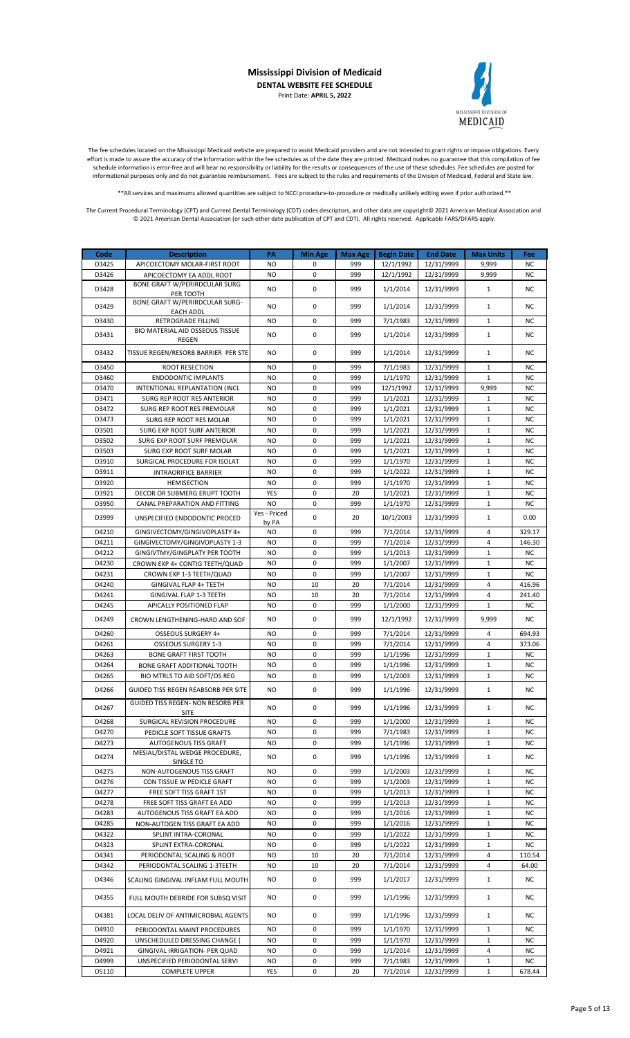# Mississippi Division of Medicaid

**DENTAL WEBSITE FEE SCHEDULE**

Print Date: **APRIL 5, 2022**

The fee schedules located on the Mississippi Medicaid website are prepared to assist Medicaid providers and are not intended to grant rights or impose obligations. Every effort is made to assure the accuracy of the information within the fee schedules as of the date they are printed. Medicaid makes no guarantee that this compilation of fee schedule information is error-free and will bear no responsibility or liability for the results or consequences of the use of these schedules. Fee schedules are posted for informational purposes only and do not guarantee reimbursement. Fees are subject to the rules and requirements of the Division of Medicaid, Federal and State law.

**All services and maximums allowed quantities are subject to NCCI procedure-to-procedure or medically unlikely editing even if prior authorized.**

The Current Procedural Terminology (CPT) and Current Dental Terminology (CDT) codes descriptors, and other data are copyright© 2021 American Medical Association and © 2021 American Dental Association (or such other date publication of CPT and CDT). All rights reserved. Applicable FARS/DFARS apply.

| Code | Description | PA | Min Age | Max Age | Begin Date | End Date | Max Units | Fee |
|---|---|---|---|---|---|---|---|---|
| D3425 | APICOECTOMY MOLAR-FIRST ROOT | NO | 0 | 999 | 12/1/1992 | 12/31/9999 | 9,999 | NC |
| D3426 | APICOECTOMY EA ADDL ROOT | NO | 0 | 999 | 12/1/1992 | 12/31/9999 | 9,999 | NC |
| D3428 | BONE GRAFT W/PERIRDCULAR SURG PER TOOTH | NO | 0 | 999 | 1/1/2014 | 12/31/9999 | 1 | NC |
| D3429 | BONE GRAFT W/PERIRDCULAR SURG-EACH ADDL | NO | 0 | 999 | 1/1/2014 | 12/31/9999 | 1 | NC |
| D3430 | RETROGRADE FILLING | NO | 0 | 999 | 7/1/1983 | 12/31/9999 | 1 | NC |
| D3431 | BIO MATERIAL AID OSSEOUS TISSUE REGEN | NO | 0 | 999 | 1/1/2014 | 12/31/9999 | 1 | NC |
| D3432 | TISSUE REGEN/RESORB BARRIER PER STE | NO | 0 | 999 | 1/1/2014 | 12/31/9999 | 1 | NC |
| D3450 | ROOT RESECTION | NO | 0 | 999 | 7/1/1983 | 12/31/9999 | 1 | NC |
| D3460 | ENDODONTIC IMPLANTS | NO | 0 | 999 | 1/1/1970 | 12/31/9999 | 1 | NC |
| D3470 | INTENTIONAL REPLANTATION (INCL | NO | 0 | 999 | 12/1/1992 | 12/31/9999 | 9,999 | NC |
| D3471 | SURG REP ROOT RES ANTERIOR | NO | 0 | 999 | 1/1/2021 | 12/31/9999 | 1 | NC |
| D3472 | SURG REP ROOT RES PREMOLAR | NO | 0 | 999 | 1/1/2021 | 12/31/9999 | 1 | NC |
| D3473 | SURG REP ROOT RES MOLAR | NO | 0 | 999 | 1/1/2021 | 12/31/9999 | 1 | NC |
| D3501 | SURG EXP ROOT SURF ANTERIOR | NO | 0 | 999 | 1/1/2021 | 12/31/9999 | 1 | NC |
| D3502 | SURG EXP ROOT SURF PREMOLAR | NO | 0 | 999 | 1/1/2021 | 12/31/9999 | 1 | NC |
| D3503 | SURG EXP ROOT SURF MOLAR | NO | 0 | 999 | 1/1/2021 | 12/31/9999 | 1 | NC |
| D3910 | SURGICAL PROCEDURE FOR ISOLAT | NO | 0 | 999 | 1/1/1970 | 12/31/9999 | 1 | NC |
| D3911 | INTRAORIFICE BARRIER | NO | 0 | 999 | 1/1/2022 | 12/31/9999 | 1 | NC |
| D3920 | HEMISECTION | NO | 0 | 999 | 1/1/1970 | 12/31/9999 | 1 | NC |
| D3921 | DECOR OR SUBMERG ERUPT TOOTH | YES | 0 | 20 | 1/1/2021 | 12/31/9999 | 1 | NC |
| D3950 | CANAL PREPARATION AND FITTING | NO | 0 | 999 | 1/1/1970 | 12/31/9999 | 1 | NC |
| D3999 | UNSPECIFIED ENDODONTIC PROCED | Yes - Priced by PA | 0 | 20 | 10/1/2003 | 12/31/9999 | 1 | 0.00 |
| D4210 | GINGIVECTOMY/GINGIVOPLASTY 4+ | NO | 0 | 999 | 7/1/2014 | 12/31/9999 | 4 | 329.17 |
| D4211 | GINGIVECTOMY/GINGIVOPLASTY 1-3 | NO | 0 | 999 | 7/1/2014 | 12/31/9999 | 4 | 146.30 |
| D4212 | GINGIVTMY/GINGPLATY PER TOOTH | NO | 0 | 999 | 1/1/2013 | 12/31/9999 | 1 | NC |
| D4230 | CROWN EXP 4+ CONTIG TEETH/QUAD | NO | 0 | 999 | 1/1/2007 | 12/31/9999 | 1 | NC |
| D4231 | CROWN EXP 1-3 TEETH/QUAD | NO | 0 | 999 | 1/1/2007 | 12/31/9999 | 1 | NC |
| D4240 | GINGIVAL FLAP 4+ TEETH | NO | 10 | 20 | 7/1/2014 | 12/31/9999 | 4 | 416.96 |
| D4241 | GINGIVAL FLAP 1-3 TEETH | NO | 10 | 20 | 7/1/2014 | 12/31/9999 | 4 | 241.40 |
| D4245 | APICALLY POSITIONED FLAP | NO | 0 | 999 | 1/1/2000 | 12/31/9999 | 1 | NC |
| D4249 | CROWN LENGTHENING-HARD AND SOF | NO | 0 | 999 | 12/1/1992 | 12/31/9999 | 9,999 | NC |
| D4260 | OSSEOUS SURGERY 4+ | NO | 0 | 999 | 7/1/2014 | 12/31/9999 | 4 | 694.93 |
| D4261 | OSSEOUS SURGERY 1-3 | NO | 0 | 999 | 7/1/2014 | 12/31/9999 | 4 | 373.06 |
| D4263 | BONE GRAFT FIRST TOOTH | NO | 0 | 999 | 1/1/1996 | 12/31/9999 | 1 | NC |
| D4264 | BONE GRAFT ADDITIONAL TOOTH | NO | 0 | 999 | 1/1/1996 | 12/31/9999 | 1 | NC |
| D4265 | BIO MTRLS TO AID SOFT/OS REG | NO | 0 | 999 | 1/1/2003 | 12/31/9999 | 1 | NC |
| D4266 | GUIDED TISS REGEN REABSORB PER SITE | NO | 0 | 999 | 1/1/1996 | 12/31/9999 | 1 | NC |
| D4267 | GUIDED TISS REGEN- NON RESORB PER SITE | NO | 0 | 999 | 1/1/1996 | 12/31/9999 | 1 | NC |
| D4268 | SURGICAL REVISION PROCEDURE | NO | 0 | 999 | 1/1/2000 | 12/31/9999 | 1 | NC |
| D4270 | PEDICLE SOFT TISSUE GRAFTS | NO | 0 | 999 | 7/1/1983 | 12/31/9999 | 1 | NC |
| D4273 | AUTOGENOUS TISS GRAFT | NO | 0 | 999 | 1/1/1996 | 12/31/9999 | 1 | NC |
| D4274 | MESIAL/DISTAL WEDGE PROCEDURE, SINGLE TO | NO | 0 | 999 | 1/1/1996 | 12/31/9999 | 1 | NC |
| D4275 | NON-AUTOGENOUS TISS GRAFT | NO | 0 | 999 | 1/1/2003 | 12/31/9999 | 1 | NC |
| D4276 | CON TISSUE W PEDICLE GRAFT | NO | 0 | 999 | 1/1/2003 | 12/31/9999 | 1 | NC |
| D4277 | FREE SOFT TISS GRAFT 1ST | NO | 0 | 999 | 1/1/2013 | 12/31/9999 | 1 | NC |
| D4278 | FREE SOFT TISS GRAFT EA ADD | NO | 0 | 999 | 1/1/2013 | 12/31/9999 | 1 | NC |
| D4283 | AUTOGENOUS TISS GRAFT EA ADD | NO | 0 | 999 | 1/1/2016 | 12/31/9999 | 1 | NC |
| D4285 | NON-AUTOGEN TISS GRAFT EA ADD | NO | 0 | 999 | 1/1/2016 | 12/31/9999 | 1 | NC |
| D4322 | SPLINT INTRA-CORONAL | NO | 0 | 999 | 1/1/2022 | 12/31/9999 | 1 | NC |
| D4323 | SPLINT EXTRA-CORONAL | NO | 0 | 999 | 1/1/2022 | 12/31/9999 | 1 | NC |
| D4341 | PERIODONTAL SCALING & ROOT | NO | 10 | 20 | 7/1/2014 | 12/31/9999 | 4 | 110.54 |
| D4342 | PERIODONTAL SCALING 1-3TEETH | NO | 10 | 20 | 7/1/2014 | 12/31/9999 | 4 | 64.00 |
| D4346 | SCALING GINGIVAL INFLAM FULL MOUTH | NO | 0 | 999 | 1/1/2017 | 12/31/9999 | 1 | NC |
| D4355 | FULL MOUTH DEBRIDE FOR SUBSQ VISIT | NO | 0 | 999 | 1/1/1996 | 12/31/9999 | 1 | NC |
| D4381 | LOCAL DELIV OF ANTIMICROBIAL AGENTS | NO | 0 | 999 | 1/1/1996 | 12/31/9999 | 1 | NC |
| D4910 | PERIODONTAL MAINT PROCEDURES | NO | 0 | 999 | 1/1/1970 | 12/31/9999 | 1 | NC |
| D4920 | UNSCHEDULED DRESSING CHANGE ( | NO | 0 | 999 | 1/1/1970 | 12/31/9999 | 1 | NC |
| D4921 | GINGIVAL IRRIGATION- PER QUAD | NO | 0 | 999 | 1/1/2014 | 12/31/9999 | 4 | NC |
| D4999 | UNSPECIFIED PERIODONTAL SERVI | NO | 0 | 999 | 7/1/1983 | 12/31/9999 | 1 | NC |
| D5110 | COMPLETE UPPER | YES | 0 | 20 | 7/1/2014 | 12/31/9999 | 1 | 678.44 |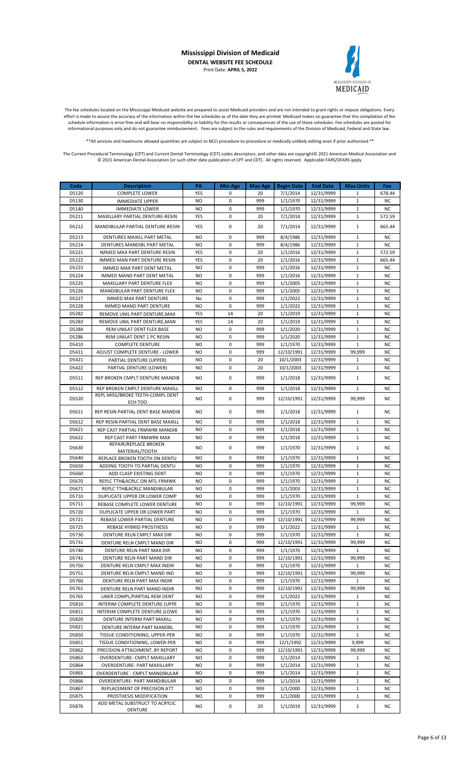# Mississippi Division of Medicaid

**DENTAL WEBSITE FEE SCHEDULE**

Print Date: **APRIL 5, 2022**

The fee schedules located on the Mississippi Medicaid website are prepared to assist Medicaid providers and are not intended to grant rights or impose obligations. Every effort is made to assure the accuracy of the information within the fee schedules as of the date they are printed. Medicaid makes no guarantee that this compilation of fee schedule information is error-free and will bear no responsibility or liability for the results or consequences of the use of these schedules. Fee schedules are posted for informational purposes only and do not guarantee reimbursement. Fees are subject to the rules and requirements of the Division of Medicaid, Federal and State law.

**All services and maximums allowed quantities are subject to NCCI procedure-to-procedure or medically unlikely editing even if prior authorized.**

The Current Procedural Terminology (CPT) and Current Dental Terminology (CDT) codes descriptors, and other data are copyright© 2021 American Medical Association and © 2021 American Dental Association (or such other date publication of CPT and CDT). All rights reserved. Applicable FARS/DFARS apply.

| Code | Description | PA | Min Age | Max Age | Begin Date | End Date | Max Units | Fee |
|---|---|---|---|---|---|---|---|---|
| D5120 | COMPLETE LOWER | YES | 0 | 20 | 7/1/2014 | 12/31/9999 | 1 | 678.44 |
| D5130 | IMMEDIATE UPPER | NO | 0 | 999 | 1/1/1970 | 12/31/9999 | 1 | NC |
| D5140 | IMMEDIATE LOWER | NO | 0 | 999 | 1/1/1970 | 12/31/9999 | 1 | NC |
| D5211 | MAXILLARY PARTIAL DENTURE-RESIN | YES | 0 | 20 | 7/1/2014 | 12/31/9999 | 1 | 572.59 |
| D5212 | MANDIBULAR PARTIAL DENTURE-RESIN | YES | 0 | 20 | 7/1/2014 | 12/31/9999 | 1 | 665.44 |
| D5213 | DENTURES MAXILL PART METAL | NO | 0 | 999 | 8/4/1986 | 12/31/9999 | 1 | NC |
| D5214 | DENTURES MANDIBL PART METAL | NO | 0 | 999 | 8/4/1986 | 12/31/9999 | 1 | NC |
| D5221 | IMMED MAX PART DENTURE RESIN | YES | 0 | 20 | 1/1/2016 | 12/31/9999 | 1 | 572.59 |
| D5222 | IMMED MAN PART DENTURE RESIN | YES | 0 | 20 | 1/1/2016 | 12/31/9999 | 1 | 665.44 |
| D5223 | IMMED MAX PART DENT METAL | NO | 0 | 999 | 1/1/2016 | 12/31/9999 | 1 | NC |
| D5224 | IMMED MAND PART DENT METAL | NO | 0 | 999 | 1/1/2016 | 12/31/9999 | 1 | NC |
| D5225 | MAXILLARY PART DENTURE FLEX | NO | 0 | 999 | 1/1/2005 | 12/31/9999 | 1 | NC |
| D5226 | MANDIBULAR PART DENTURE FLEX | NO | 0 | 999 | 1/1/2005 | 12/31/9999 | 1 | NC |
| D5227 | IMMED MAX PART DENTURE | No | 0 | 999 | 1/1/2022 | 12/31/9999 | 1 | NC |
| D5228 | IMMED MAND PART DENTURE | NO | 0 | 999 | 1/1/2022 | 12/31/9999 | 1 | NC |
| D5282 | REMOVE UNIL PART DENTURE,MAX | YES | 14 | 20 | 1/1/2019 | 12/31/9999 | 1 | NC |
| D5283 | REMOVE UNIL PART DENTURE,MAN | YES | 14 | 20 | 1/1/2019 | 12/31/9999 | 1 | NC |
| D5284 | REM UNILAT DENT FLEX BASE | NO | 0 | 999 | 1/1/2020 | 12/31/9999 | 1 | NC |
| D5286 | REM UNILAT DENT 1 PC RESIN | NO | 0 | 999 | 1/1/2020 | 12/31/9999 | 1 | NC |
| D5410 | COMPLETE DENTURE | NO | 0 | 999 | 1/1/1970 | 12/31/9999 | 1 | NC |
| D5411 | ADJUST COMPLETE DENTURE - LOWER | NO | 0 | 999 | 12/10/1991 | 12/31/9999 | 99,999 | NC |
| D5421 | PARTIAL DENTURE (UPPER) | NO | 0 | 20 | 10/1/2003 | 12/31/9999 | 1 | NC |
| D5422 | PARTIAL DENTURE (LOWER) | NO | 0 | 20 | 10/1/2003 | 12/31/9999 | 1 | NC |
| D5511 | REP BROKEN CMPLT DENTURE MANDIB | NO | 0 | 999 | 1/1/2018 | 12/31/9999 | 1 | NC |
| D5512 | REP BROKEN CMPLT DENTURE MAXILL | NO | 0 | 999 | 1/1/2018 | 12/31/9999 | 1 | NC |
| D5520 | REPL MISS/BROKE TEETH-COMPL DENT ECH TOO | NO | 0 | 999 | 12/10/1991 | 12/31/9999 | 99,999 | NC |
| D5611 | REP RESIN PARTIAL DENT BASE MANDIB | NO | 0 | 999 | 1/1/2018 | 12/31/9999 | 1 | NC |
| D5612 | REP RESIN PARTIAL DENT BASE MAXILL | NO | 0 | 999 | 1/1/2018 | 12/31/9999 | 1 | NC |
| D5621 | REP CAST PARTIAL FRMWRK MANDIB | NO | 0 | 999 | 1/1/2018 | 12/31/9999 | 1 | NC |
| D5622 | REP CAST PART FRMWRK MAX | NO | 0 | 999 | 1/1/2018 | 12/31/9999 | 1 | NC |
| D5630 | REPAIR/REPLACE BROKEN MATERIAL/TOOTH | NO | 0 | 999 | 1/1/1970 | 12/31/9999 | 1 | NC |
| D5640 | REPLACE BROKEN TOOTH ON DENTU | NO | 0 | 999 | 1/1/1970 | 12/31/9999 | 1 | NC |
| D5650 | ADDING TOOTH TO PARTIAL DENTU | NO | 0 | 999 | 1/1/1970 | 12/31/9999 | 1 | NC |
| D5660 | ADD CLASP EXISTING DENT | NO | 0 | 999 | 1/1/1970 | 12/31/9999 | 1 | NC |
| D5670 | REPLC TTH&ACRLC ON MTL FRMWK | NO | 0 | 999 | 1/1/1970 | 12/31/9999 | 1 | NC |
| D5671 | REPLC TTH&ACRLC MANDIBULAR | NO | 0 | 999 | 1/1/2003 | 12/31/9999 | 1 | NC |
| D5710 | DUPLICATE UPPER OR LOWER COMP | NO | 0 | 999 | 1/1/1970 | 12/31/9999 | 1 | NC |
| D5711 | REBASE COMPLETE LOWER DENTURE | NO | 0 | 999 | 12/10/1991 | 12/31/9999 | 99,999 | NC |
| D5720 | DUPLICATE UPPER OR LOWER PART | NO | 0 | 999 | 1/1/1970 | 12/31/9999 | 1 | NC |
| D5721 | REBASE LOWER PARTIAL DENTURE | NO | 0 | 999 | 12/10/1991 | 12/31/9999 | 99,999 | NC |
| D5725 | REBASE HYBRID PROSTHESIS | NO | 0 | 999 | 1/1/2022 | 12/31/9999 | 1 | NC |
| D5730 | DENTURE RELN CMPLT MAX DIR | NO | 0 | 999 | 1/1/1970 | 12/31/9999 | 1 | NC |
| D5731 | DENTURE RELN CMPLT MAND DIR | NO | 0 | 999 | 12/10/1991 | 12/31/9999 | 99,999 | NC |
| D5740 | DENTURE RELN PART MAX DIR | NO | 0 | 999 | 1/1/1970 | 12/31/9999 | 1 | NC |
| D5741 | DENTURE RELN PART MAND DIR | NO | 0 | 999 | 12/10/1991 | 12/31/9999 | 99,999 | NC |
| D5750 | DENTURE RELN CMPLT MAX INDIR | NO | 0 | 999 | 1/1/1970 | 12/31/9999 | 1 | NC |
| D5751 | DENTURE RELN CMPLT MAND IND | NO | 0 | 999 | 12/10/1991 | 12/31/9999 | 99,999 | NC |
| D5760 | DENTURE RELN PART MAX INDIR | NO | 0 | 999 | 1/1/1970 | 12/31/9999 | 1 | NC |
| D5761 | DENTURE RELN PART MAND INDIR | NO | 0 | 999 | 12/10/1991 | 12/31/9999 | 99,999 | NC |
| D5765 | LINER COMPL/PARTIAL REM DENT | NO | 0 | 999 | 1/1/2022 | 12/31/9999 | 1 | NC |
| D5810 | INTERIM COMPLETE DENTURE (UPPE | NO | 0 | 999 | 1/1/1970 | 12/31/9999 | 1 | NC |
| D5811 | INTERIM COMPLETE DENTURE (LOWE | NO | 0 | 999 | 1/1/1970 | 12/31/9999 | 1 | NC |
| D5820 | DENTURE INTERM PART MAXILL | NO | 0 | 999 | 1/1/1970 | 12/31/9999 | 1 | NC |
| D5821 | DENTURE INTERM PART MANDBL | NO | 0 | 999 | 1/1/1970 | 12/31/9999 | 1 | NC |
| D5850 | TISSUE CONDITIONING, UPPER-PER | NO | 0 | 999 | 1/1/1970 | 12/31/9999 | 1 | NC |
| D5851 | TISSUE CONDITIONING, LOWER-PER | NO | 0 | 999 | 12/1/1992 | 12/31/9999 | 9,999 | NC |
| D5862 | PRECISION ATTACHMENT, BY REPORT | NO | 0 | 999 | 12/10/1991 | 12/31/9999 | 99,999 | NC |
| D5863 | OVERDENTURE- CMPLT MAXILLARY | NO | 0 | 999 | 1/1/2014 | 12/31/9999 | 1 | NC |
| D5864 | OVERDENTURE- PART MAXILLARY | NO | 0 | 999 | 1/1/2014 | 12/31/9999 | 1 | NC |
| D5865 | OVERDENTURE - CMPLT MANDIBULAR | NO | 0 | 999 | 1/1/2014 | 12/31/9999 | 1 | NC |
| D5866 | OVERDENTURE- PART MANDIBULAR | NO | 0 | 999 | 1/1/2014 | 12/31/9999 | 1 | NC |
| D5867 | REPLACEMENT OF PRECISION ATT | NO | 0 | 999 | 1/1/2000 | 12/31/9999 | 1 | NC |
| D5875 | PROSTHESIS MODIFICATION | NO | 0 | 999 | 1/1/2000 | 12/31/9999 | 1 | NC |
| D5876 | ADD METAL SUBSTRUCT TO ACRYLIC DENTURE | NO | 0 | 20 | 1/1/2019 | 12/31/9999 | 1 | NC |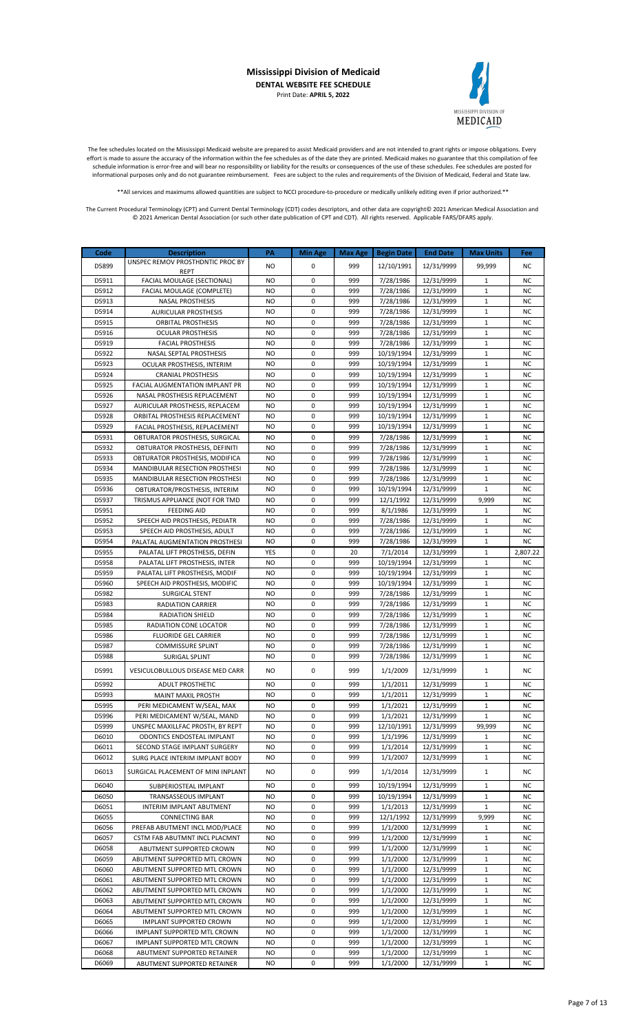# Mississippi Division of Medicaid

**DENTAL WEBSITE FEE SCHEDULE**

Print Date: **APRIL 5, 2022**

The fee schedules located on the Mississippi Medicaid website are prepared to assist Medicaid providers and are not intended to grant rights or impose obligations. Every effort is made to assure the accuracy of the information within the fee schedules as of the date they are printed. Medicaid makes no guarantee that this compilation of fee schedule information is error-free and will bear no responsibility or liability for the results or consequences of the use of these schedules. Fee schedules are posted for informational purposes only and do not guarantee reimbursement. Fees are subject to the rules and requirements of the Division of Medicaid, Federal and State law.

**All services and maximums allowed quantities are subject to NCCI procedure-to-procedure or medically unlikely editing even if prior authorized.**

The Current Procedural Terminology (CPT) and Current Dental Terminology (CDT) codes descriptors, and other data are copyright© 2021 American Medical Association and © 2021 American Dental Association (or such other date publication of CPT and CDT). All rights reserved. Applicable FARS/DFARS apply.

| Code | Description | PA | Min Age | Max Age | Begin Date | End Date | Max Units | Fee |
|---|---|---|---|---|---|---|---|---|
| D5899 | UNSPEC REMOV PROSTHDNTIC PROC BY REPT | NO | 0 | 999 | 12/10/1991 | 12/31/9999 | 99,999 | NC |
| D5911 | FACIAL MOULAGE (SECTIONAL) | NO | 0 | 999 | 7/28/1986 | 12/31/9999 | 1 | NC |
| D5912 | FACIAL MOULAGE (COMPLETE) | NO | 0 | 999 | 7/28/1986 | 12/31/9999 | 1 | NC |
| D5913 | NASAL PROSTHESIS | NO | 0 | 999 | 7/28/1986 | 12/31/9999 | 1 | NC |
| D5914 | AURICULAR PROSTHESIS | NO | 0 | 999 | 7/28/1986 | 12/31/9999 | 1 | NC |
| D5915 | ORBITAL PROSTHESIS | NO | 0 | 999 | 7/28/1986 | 12/31/9999 | 1 | NC |
| D5916 | OCULAR PROSTHESIS | NO | 0 | 999 | 7/28/1986 | 12/31/9999 | 1 | NC |
| D5919 | FACIAL PROSTHESIS | NO | 0 | 999 | 7/28/1986 | 12/31/9999 | 1 | NC |
| D5922 | NASAL SEPTAL PROSTHESIS | NO | 0 | 999 | 10/19/1994 | 12/31/9999 | 1 | NC |
| D5923 | OCULAR PROSTHESIS, INTERIM | NO | 0 | 999 | 10/19/1994 | 12/31/9999 | 1 | NC |
| D5924 | CRANIAL PROSTHESIS | NO | 0 | 999 | 10/19/1994 | 12/31/9999 | 1 | NC |
| D5925 | FACIAL AUGMENTATION IMPLANT PR | NO | 0 | 999 | 10/19/1994 | 12/31/9999 | 1 | NC |
| D5926 | NASAL PROSTHESIS REPLACEMENT | NO | 0 | 999 | 10/19/1994 | 12/31/9999 | 1 | NC |
| D5927 | AURICULAR PROSTHESIS, REPLACEM | NO | 0 | 999 | 10/19/1994 | 12/31/9999 | 1 | NC |
| D5928 | ORBITAL PROSTHESIS REPLACEMENT | NO | 0 | 999 | 10/19/1994 | 12/31/9999 | 1 | NC |
| D5929 | FACIAL PROSTHESIS, REPLACEMENT | NO | 0 | 999 | 10/19/1994 | 12/31/9999 | 1 | NC |
| D5931 | OBTURATOR PROSTHESIS, SURGICAL | NO | 0 | 999 | 7/28/1986 | 12/31/9999 | 1 | NC |
| D5932 | OBTURATOR PROSTHESIS, DEFINITI | NO | 0 | 999 | 7/28/1986 | 12/31/9999 | 1 | NC |
| D5933 | OBTURATOR PROSTHESIS, MODIFICA | NO | 0 | 999 | 7/28/1986 | 12/31/9999 | 1 | NC |
| D5934 | MANDIBULAR RESECTION PROSTHESI | NO | 0 | 999 | 7/28/1986 | 12/31/9999 | 1 | NC |
| D5935 | MANDIBULAR RESECTION PROSTHESI | NO | 0 | 999 | 7/28/1986 | 12/31/9999 | 1 | NC |
| D5936 | OBTURATOR/PROSTHESIS, INTERIM | NO | 0 | 999 | 10/19/1994 | 12/31/9999 | 1 | NC |
| D5937 | TRISMUS APPLIANCE (NOT FOR TMD | NO | 0 | 999 | 12/1/1992 | 12/31/9999 | 9,999 | NC |
| D5951 | FEEDING AID | NO | 0 | 999 | 8/1/1986 | 12/31/9999 | 1 | NC |
| D5952 | SPEECH AID PROSTHESIS, PEDIATR | NO | 0 | 999 | 7/28/1986 | 12/31/9999 | 1 | NC |
| D5953 | SPEECH AID PROSTHESIS, ADULT | NO | 0 | 999 | 7/28/1986 | 12/31/9999 | 1 | NC |
| D5954 | PALATAL AUGMENTATION PROSTHESI | NO | 0 | 999 | 7/28/1986 | 12/31/9999 | 1 | NC |
| D5955 | PALATAL LIFT PROSTHESIS, DEFIN | YES | 0 | 20 | 7/1/2014 | 12/31/9999 | 1 | 2,807.22 |
| D5958 | PALATAL LIFT PROSTHESIS, INTER | NO | 0 | 999 | 10/19/1994 | 12/31/9999 | 1 | NC |
| D5959 | PALATAL LIFT PROSTHESIS, MODIF | NO | 0 | 999 | 10/19/1994 | 12/31/9999 | 1 | NC |
| D5960 | SPEECH AID PROSTHESIS, MODIFIC | NO | 0 | 999 | 10/19/1994 | 12/31/9999 | 1 | NC |
| D5982 | SURGICAL STENT | NO | 0 | 999 | 7/28/1986 | 12/31/9999 | 1 | NC |
| D5983 | RADIATION CARRIER | NO | 0 | 999 | 7/28/1986 | 12/31/9999 | 1 | NC |
| D5984 | RADIATION SHIELD | NO | 0 | 999 | 7/28/1986 | 12/31/9999 | 1 | NC |
| D5985 | RADIATION CONE LOCATOR | NO | 0 | 999 | 7/28/1986 | 12/31/9999 | 1 | NC |
| D5986 | FLUORIDE GEL CARRIER | NO | 0 | 999 | 7/28/1986 | 12/31/9999 | 1 | NC |
| D5987 | COMMISSURE SPLINT | NO | 0 | 999 | 7/28/1986 | 12/31/9999 | 1 | NC |
| D5988 | SURIGAL SPLINT | NO | 0 | 999 | 7/28/1986 | 12/31/9999 | 1 | NC |
| D5991 | VESICULOBULLOUS DISEASE MED CARR | NO | 0 | 999 | 1/1/2009 | 12/31/9999 | 1 | NC |
| D5992 | ADULT PROSTHETIC | NO | 0 | 999 | 1/1/2011 | 12/31/9999 | 1 | NC |
| D5993 | MAINT MAXIL PROSTH | NO | 0 | 999 | 1/1/2011 | 12/31/9999 | 1 | NC |
| D5995 | PERI MEDICAMENT W/SEAL, MAX | NO | 0 | 999 | 1/1/2021 | 12/31/9999 | 1 | NC |
| D5996 | PERI MEDICAMENT W/SEAL, MAND | NO | 0 | 999 | 1/1/2021 | 12/31/9999 | 1 | NC |
| D5999 | UNSPEC MAXILLFAC PROSTH, BY REPT | NO | 0 | 999 | 12/10/1991 | 12/31/9999 | 99,999 | NC |
| D6010 | ODONTICS ENDOSTEAL IMPLANT | NO | 0 | 999 | 1/1/1996 | 12/31/9999 | 1 | NC |
| D6011 | SECOND STAGE IMPLANT SURGERY | NO | 0 | 999 | 1/1/2014 | 12/31/9999 | 1 | NC |
| D6012 | SURG PLACE INTERIM IMPLANT BODY | NO | 0 | 999 | 1/1/2007 | 12/31/9999 | 1 | NC |
| D6013 | SURGICAL PLACEMENT OF MINI INPLANT | NO | 0 | 999 | 1/1/2014 | 12/31/9999 | 1 | NC |
| D6040 | SUBPERIOSTEAL IMPLANT | NO | 0 | 999 | 10/19/1994 | 12/31/9999 | 1 | NC |
| D6050 | TRANSASSEOUS IMPLANT | NO | 0 | 999 | 10/19/1994 | 12/31/9999 | 1 | NC |
| D6051 | INTERIM IMPLANT ABUTMENT | NO | 0 | 999 | 1/1/2013 | 12/31/9999 | 1 | NC |
| D6055 | CONNECTING BAR | NO | 0 | 999 | 12/1/1992 | 12/31/9999 | 9,999 | NC |
| D6056 | PREFAB ABUTMENT INCL MOD/PLACE | NO | 0 | 999 | 1/1/2000 | 12/31/9999 | 1 | NC |
| D6057 | CSTM FAB ABUTMNT INCL PLACMNT | NO | 0 | 999 | 1/1/2000 | 12/31/9999 | 1 | NC |
| D6058 | ABUTMENT SUPPORTED CROWN | NO | 0 | 999 | 1/1/2000 | 12/31/9999 | 1 | NC |
| D6059 | ABUTMENT SUPPORTED MTL CROWN | NO | 0 | 999 | 1/1/2000 | 12/31/9999 | 1 | NC |
| D6060 | ABUTMENT SUPPORTED MTL CROWN | NO | 0 | 999 | 1/1/2000 | 12/31/9999 | 1 | NC |
| D6061 | ABUTMENT SUPPORTED MTL CROWN | NO | 0 | 999 | 1/1/2000 | 12/31/9999 | 1 | NC |
| D6062 | ABUTMENT SUPPORTED MTL CROWN | NO | 0 | 999 | 1/1/2000 | 12/31/9999 | 1 | NC |
| D6063 | ABUTMENT SUPPORTED MTL CROWN | NO | 0 | 999 | 1/1/2000 | 12/31/9999 | 1 | NC |
| D6064 | ABUTMENT SUPPORTED MTL CROWN | NO | 0 | 999 | 1/1/2000 | 12/31/9999 | 1 | NC |
| D6065 | IMPLANT SUPPORTED CROWN | NO | 0 | 999 | 1/1/2000 | 12/31/9999 | 1 | NC |
| D6066 | IMPLANT SUPPORTED MTL CROWN | NO | 0 | 999 | 1/1/2000 | 12/31/9999 | 1 | NC |
| D6067 | IMPLANT SUPPORTED MTL CROWN | NO | 0 | 999 | 1/1/2000 | 12/31/9999 | 1 | NC |
| D6068 | ABUTMENT SUPPORTED RETAINER | NO | 0 | 999 | 1/1/2000 | 12/31/9999 | 1 | NC |
| D6069 | ABUTMENT SUPPORTED RETAINER | NO | 0 | 999 | 1/1/2000 | 12/31/9999 | 1 | NC |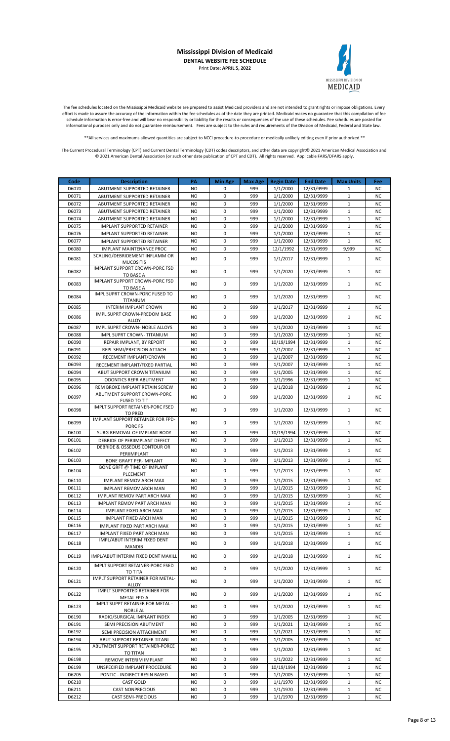# Mississippi Division of Medicaid

**DENTAL WEBSITE FEE SCHEDULE**

Print Date: **APRIL 5, 2022**

The fee schedules located on the Mississippi Medicaid website are prepared to assist Medicaid providers and are not intended to grant rights or impose obligations. Every effort is made to assure the accuracy of the information within the fee schedules as of the date they are printed. Medicaid makes no guarantee that this compilation of fee schedule information is error-free and will bear no responsibility or liability for the results or consequences of the use of these schedules. Fee schedules are posted for informational purposes only and do not guarantee reimbursement. Fees are subject to the rules and requirements of the Division of Medicaid, Federal and State law.

**All services and maximums allowed quantities are subject to NCCI procedure-to-procedure or medically unlikely editing even if prior authorized.**

The Current Procedural Terminology (CPT) and Current Dental Terminology (CDT) codes descriptors, and other data are copyright© 2021 American Medical Association and © 2021 American Dental Association (or such other date publication of CPT and CDT). All rights reserved. Applicable FARS/DFARS apply.

| Code | Description | PA | Min Age | Max Age | Begin Date | End Date | Max Units | Fee |
|---|---|---|---|---|---|---|---|---|
| D6070 | ABUTMENT SUPPORTED RETAINER | NO | 0 | 999 | 1/1/2000 | 12/31/9999 | 1 | NC |
| D6071 | ABUTMENT SUPPORTED RETAINER | NO | 0 | 999 | 1/1/2000 | 12/31/9999 | 1 | NC |
| D6072 | ABUTMENT SUPPORTED RETAINER | NO | 0 | 999 | 1/1/2000 | 12/31/9999 | 1 | NC |
| D6073 | ABUTMENT SUPPORTED RETAINER | NO | 0 | 999 | 1/1/2000 | 12/31/9999 | 1 | NC |
| D6074 | ABUTMENT SUPPORTED RETAINER | NO | 0 | 999 | 1/1/2000 | 12/31/9999 | 1 | NC |
| D6075 | IMPLANT SUPPORTED RETAINER | NO | 0 | 999 | 1/1/2000 | 12/31/9999 | 1 | NC |
| D6076 | IMPLANT SUPPORTED RETAINER | NO | 0 | 999 | 1/1/2000 | 12/31/9999 | 1 | NC |
| D6077 | IMPLANT SUPPORTED RETAINER | NO | 0 | 999 | 1/1/2000 | 12/31/9999 | 1 | NC |
| D6080 | IMPLANT MAINTENANCE PROC | NO | 0 | 999 | 12/1/1992 | 12/31/9999 | 9,999 | NC |
| D6081 | SCALING/DEBRIDEMENT INFLAMM OR MUCOSITIS | NO | 0 | 999 | 1/1/2017 | 12/31/9999 | 1 | NC |
| D6082 | IMPLANT SUPPORT CROWN-PORC FSD TO BASE A | NO | 0 | 999 | 1/1/2020 | 12/31/9999 | 1 | NC |
| D6083 | IMPLANT SUPPORT CROWN-PORC FSD TO BASE A | NO | 0 | 999 | 1/1/2020 | 12/31/9999 | 1 | NC |
| D6084 | IMPL SUPRT CROWN-PORC FUSED TO TITANIUM | NO | 0 | 999 | 1/1/2020 | 12/31/9999 | 1 | NC |
| D6085 | INTERIM IMPLANT CROWN | NO | 0 | 999 | 1/1/2017 | 12/31/9999 | 1 | NC |
| D6086 | IMPL SUPRT CROWN-PREDOM BASE ALLOY | NO | 0 | 999 | 1/1/2020 | 12/31/9999 | 1 | NC |
| D6087 | IMPL SUPRT CROWN- NOBLE ALLOYS | NO | 0 | 999 | 1/1/2020 | 12/31/9999 | 1 | NC |
| D6088 | IMPL SUPRT CROWN- TITANIUM | NO | 0 | 999 | 1/1/2020 | 12/31/9999 | 1 | NC |
| D6090 | REPAIR IMPLANT, BY REPORT | NO | 0 | 999 | 10/19/1994 | 12/31/9999 | 1 | NC |
| D6091 | REPL SEMI/PRECISION ATTACH | NO | 0 | 999 | 1/1/2007 | 12/31/9999 | 1 | NC |
| D6092 | RECEMENT IMPLANT/CROWN | NO | 0 | 999 | 1/1/2007 | 12/31/9999 | 1 | NC |
| D6093 | RECEMENT IMPLANT/FIXED PARTIAL | NO | 0 | 999 | 1/1/2007 | 12/31/9999 | 1 | NC |
| D6094 | ABUT SUPPORT CROWN TITANIUM | NO | 0 | 999 | 1/1/2005 | 12/31/9999 | 1 | NC |
| D6095 | ODONTICS REPR ABUTMENT | NO | 0 | 999 | 1/1/1996 | 12/31/9999 | 1 | NC |
| D6096 | REM BROKE IMPLANT RETAIN SCREW | NO | 0 | 999 | 1/1/2018 | 12/31/9999 | 1 | NC |
| D6097 | ABUTMENT SUPPORT CROWN-PORC FUSED TO TIT | NO | 0 | 999 | 1/1/2020 | 12/31/9999 | 1 | NC |
| D6098 | IMPLT SUPPORT RETAINER-PORC FSED TO PRED | NO | 0 | 999 | 1/1/2020 | 12/31/9999 | 1 | NC |
| D6099 | IMPLANT SUPPORT RETAINER FOR FPD-PORC FS | NO | 0 | 999 | 1/1/2020 | 12/31/9999 | 1 | NC |
| D6100 | SURG REMOVAL OF IMPLANT BODY | NO | 0 | 999 | 10/19/1994 | 12/31/9999 | 1 | NC |
| D6101 | DEBRIDE OF PERIIMPLANT DEFECT | NO | 0 | 999 | 1/1/2013 | 12/31/9999 | 1 | NC |
| D6102 | DEBRIDE & OSSEOUS CONTOUR OR PERIIMPLANT | NO | 0 | 999 | 1/1/2013 | 12/31/9999 | 1 | NC |
| D6103 | BONE GRAFT PER-IMPLANT | NO | 0 | 999 | 1/1/2013 | 12/31/9999 | 1 | NC |
| D6104 | BONE GRFT @ TIME OF IMPLANT PLCEMENT | NO | 0 | 999 | 1/1/2013 | 12/31/9999 | 1 | NC |
| D6110 | IMPLANT REMOV ARCH MAX | NO | 0 | 999 | 1/1/2015 | 12/31/9999 | 1 | NC |
| D6111 | IMPLANT REMOV ARCH MAN | NO | 0 | 999 | 1/1/2015 | 12/31/9999 | 1 | NC |
| D6112 | IMPLANT REMOV PART ARCH MAX | NO | 0 | 999 | 1/1/2015 | 12/31/9999 | 1 | NC |
| D6113 | IMPLANT REMOV PART ARCH MAN | NO | 0 | 999 | 1/1/2015 | 12/31/9999 | 1 | NC |
| D6114 | IMPLANT FIXED ARCH MAX | NO | 0 | 999 | 1/1/2015 | 12/31/9999 | 1 | NC |
| D6115 | IMPLANT FIXED ARCH MAN | NO | 0 | 999 | 1/1/2015 | 12/31/9999 | 1 | NC |
| D6116 | IMPLANT FIXED PART ARCH MAX | NO | 0 | 999 | 1/1/2015 | 12/31/9999 | 1 | NC |
| D6117 | IMPLANT FIXED PART ARCH MAN | NO | 0 | 999 | 1/1/2015 | 12/31/9999 | 1 | NC |
| D6118 | IMPL/ABUT INTERIM FIXED DENT MANDIB | NO | 0 | 999 | 1/1/2018 | 12/31/9999 | 1 | NC |
| D6119 | IMPL/ABUT INTERIM FIXED DENT MAXILL | NO | 0 | 999 | 1/1/2018 | 12/31/9999 | 1 | NC |
| D6120 | IMPLT SUPPORT RETAINER-PORC FSED TO TITA | NO | 0 | 999 | 1/1/2020 | 12/31/9999 | 1 | NC |
| D6121 | IMPLT SUPPORT RETAINER FOR METAL-ALLOY | NO | 0 | 999 | 1/1/2020 | 12/31/9999 | 1 | NC |
| D6122 | IMPLT SUPPORTED RETAINER FOR METAL FPD-A | NO | 0 | 999 | 1/1/2020 | 12/31/9999 | 1 | NC |
| D6123 | IMPLT SUPPT RETAINER FOR METAL - NOBLE AL | NO | 0 | 999 | 1/1/2020 | 12/31/9999 | 1 | NC |
| D6190 | RADIO/SURGICAL IMPLANT INDEX | NO | 0 | 999 | 1/1/2005 | 12/31/9999 | 1 | NC |
| D6191 | SEMI PRECISION ABUTMENT | NO | 0 | 999 | 1/1/2021 | 12/31/9999 | 1 | NC |
| D6192 | SEMI PRECISION ATTACHMENT | NO | 0 | 999 | 1/1/2021 | 12/31/9999 | 1 | NC |
| D6194 | ABUT SUPPORT RETAINER TITANI | NO | 0 | 999 | 1/1/2005 | 12/31/9999 | 1 | NC |
| D6195 | ABUTMENT SUPPORT RETAINER-PORCE TO TITAN | NO | 0 | 999 | 1/1/2020 | 12/31/9999 | 1 | NC |
| D6198 | REMOVE INTERIM IMPLANT | NO | 0 | 999 | 1/1/2022 | 12/31/9999 | 1 | NC |
| D6199 | UNSPECIFIED IMPLANT PROCEDURE | NO | 0 | 999 | 10/19/1994 | 12/31/9999 | 1 | NC |
| D6205 | PONTIC - INDIRECT RESIN BASED | NO | 0 | 999 | 1/1/2005 | 12/31/9999 | 1 | NC |
| D6210 | CAST GOLD | NO | 0 | 999 | 1/1/1970 | 12/31/9999 | 1 | NC |
| D6211 | CAST NONPRECIOUS | NO | 0 | 999 | 1/1/1970 | 12/31/9999 | 1 | NC |
| D6212 | CAST SEMI-PRECIOUS | NO | 0 | 999 | 1/1/1970 | 12/31/9999 | 1 | NC |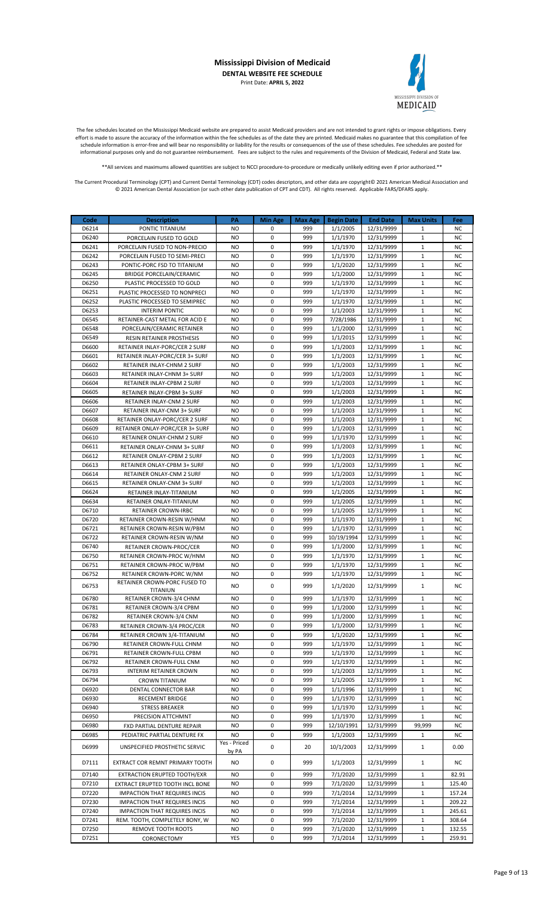# Mississippi Division of Medicaid

**DENTAL WEBSITE FEE SCHEDULE**

Print Date: **APRIL 5, 2022**

The fee schedules located on the Mississippi Medicaid website are prepared to assist Medicaid providers and are not intended to grant rights or impose obligations. Every effort is made to assure the accuracy of the information within the fee schedules as of the date they are printed. Medicaid makes no guarantee that this compilation of fee schedule information is error-free and will bear no responsibility or liability for the results or consequences of the use of these schedules. Fee schedules are posted for informational purposes only and do not guarantee reimbursement. Fees are subject to the rules and requirements of the Division of Medicaid, Federal and State law.

**All services and maximums allowed quantities are subject to NCCI procedure-to-procedure or medically unlikely editing even if prior authorized.**

The Current Procedural Terminology (CPT) and Current Dental Terminology (CDT) codes descriptors, and other data are copyright© 2021 American Medical Association and © 2021 American Dental Association (or such other date publication of CPT and CDT). All rights reserved. Applicable FARS/DFARS apply.

| Code | Description | PA | Min Age | Max Age | Begin Date | End Date | Max Units | Fee |
|---|---|---|---|---|---|---|---|---|
| D6214 | PONTIC TITANIUM | NO | 0 | 999 | 1/1/2005 | 12/31/9999 | 1 | NC |
| D6240 | PORCELAIN FUSED TO GOLD | NO | 0 | 999 | 1/1/1970 | 12/31/9999 | 1 | NC |
| D6241 | PORCELAIN FUSED TO NON-PRECIO | NO | 0 | 999 | 1/1/1970 | 12/31/9999 | 1 | NC |
| D6242 | PORCELAIN FUSED TO SEMI-PRECI | NO | 0 | 999 | 1/1/1970 | 12/31/9999 | 1 | NC |
| D6243 | PONTIC-PORC FSD TO TITANIUM | NO | 0 | 999 | 1/1/2020 | 12/31/9999 | 1 | NC |
| D6245 | BRIDGE PORCELAIN/CERAMIC | NO | 0 | 999 | 1/1/2000 | 12/31/9999 | 1 | NC |
| D6250 | PLASTIC PROCESSED TO GOLD | NO | 0 | 999 | 1/1/1970 | 12/31/9999 | 1 | NC |
| D6251 | PLASTIC PROCESSED TO NONPRECI | NO | 0 | 999 | 1/1/1970 | 12/31/9999 | 1 | NC |
| D6252 | PLASTIC PROCESSED TO SEMIPREC | NO | 0 | 999 | 1/1/1970 | 12/31/9999 | 1 | NC |
| D6253 | INTERIM PONTIC | NO | 0 | 999 | 1/1/2003 | 12/31/9999 | 1 | NC |
| D6545 | RETAINER-CAST METAL FOR ACID E | NO | 0 | 999 | 7/28/1986 | 12/31/9999 | 1 | NC |
| D6548 | PORCELAIN/CERAMIC RETAINER | NO | 0 | 999 | 1/1/2000 | 12/31/9999 | 1 | NC |
| D6549 | RESIN RETAINER PROSTHESIS | NO | 0 | 999 | 1/1/2015 | 12/31/9999 | 1 | NC |
| D6600 | RETAINER INLAY-PORC/CER 2 SURF | NO | 0 | 999 | 1/1/2003 | 12/31/9999 | 1 | NC |
| D6601 | RETAINER INLAY-PORC/CER 3+ SURF | NO | 0 | 999 | 1/1/2003 | 12/31/9999 | 1 | NC |
| D6602 | RETAINER INLAY-CHNM 2 SURF | NO | 0 | 999 | 1/1/2003 | 12/31/9999 | 1 | NC |
| D6603 | RETAINER INLAY-CHNM 3+ SURF | NO | 0 | 999 | 1/1/2003 | 12/31/9999 | 1 | NC |
| D6604 | RETAINER INLAY-CPBM 2 SURF | NO | 0 | 999 | 1/1/2003 | 12/31/9999 | 1 | NC |
| D6605 | RETAINER INLAY-CPBM 3+ SURF | NO | 0 | 999 | 1/1/2003 | 12/31/9999 | 1 | NC |
| D6606 | RETAINER INLAY-CNM 2 SURF | NO | 0 | 999 | 1/1/2003 | 12/31/9999 | 1 | NC |
| D6607 | RETAINER INLAY-CNM 3+ SURF | NO | 0 | 999 | 1/1/2003 | 12/31/9999 | 1 | NC |
| D6608 | RETAINER ONLAY-PORC/CER 2 SURF | NO | 0 | 999 | 1/1/2003 | 12/31/9999 | 1 | NC |
| D6609 | RETAINER ONLAY-PORC/CER 3+ SURF | NO | 0 | 999 | 1/1/2003 | 12/31/9999 | 1 | NC |
| D6610 | RETAINER ONLAY-CHNM 2 SURF | NO | 0 | 999 | 1/1/1970 | 12/31/9999 | 1 | NC |
| D6611 | RETAINER ONLAY-CHNM 3+ SURF | NO | 0 | 999 | 1/1/2003 | 12/31/9999 | 1 | NC |
| D6612 | RETAINER ONLAY-CPBM 2 SURF | NO | 0 | 999 | 1/1/2003 | 12/31/9999 | 1 | NC |
| D6613 | RETAINER ONLAY-CPBM 3+ SURF | NO | 0 | 999 | 1/1/2003 | 12/31/9999 | 1 | NC |
| D6614 | RETAINER ONLAY-CNM 2 SURF | NO | 0 | 999 | 1/1/2003 | 12/31/9999 | 1 | NC |
| D6615 | RETAINER ONLAY-CNM 3+ SURF | NO | 0 | 999 | 1/1/2003 | 12/31/9999 | 1 | NC |
| D6624 | RETAINER INLAY-TITANIUM | NO | 0 | 999 | 1/1/2005 | 12/31/9999 | 1 | NC |
| D6634 | RETAINER ONLAY-TITANIUM | NO | 0 | 999 | 1/1/2005 | 12/31/9999 | 1 | NC |
| D6710 | RETAINER CROWN-IRBC | NO | 0 | 999 | 1/1/2005 | 12/31/9999 | 1 | NC |
| D6720 | RETAINER CROWN-RESIN W/HNM | NO | 0 | 999 | 1/1/1970 | 12/31/9999 | 1 | NC |
| D6721 | RETAINER CROWN-RESIN W/PBM | NO | 0 | 999 | 1/1/1970 | 12/31/9999 | 1 | NC |
| D6722 | RETAINER CROWN-RESIN W/NM | NO | 0 | 999 | 10/19/1994 | 12/31/9999 | 1 | NC |
| D6740 | RETAINER CROWN-PROC/CER | NO | 0 | 999 | 1/1/2000 | 12/31/9999 | 1 | NC |
| D6750 | RETAINER CROWN-PROC W/HNM | NO | 0 | 999 | 1/1/1970 | 12/31/9999 | 1 | NC |
| D6751 | RETAINER CROWN-PROC W/PBM | NO | 0 | 999 | 1/1/1970 | 12/31/9999 | 1 | NC |
| D6752 | RETAINER CROWN-PORC W/NM | NO | 0 | 999 | 1/1/1970 | 12/31/9999 | 1 | NC |
| D6753 | RETAINER CROWN-PORC FUSED TO TITANIUN | NO | 0 | 999 | 1/1/2020 | 12/31/9999 | 1 | NC |
| D6780 | RETAINER CROWN-3/4 CHNM | NO | 0 | 999 | 1/1/1970 | 12/31/9999 | 1 | NC |
| D6781 | RETAINER CROWN-3/4 CPBM | NO | 0 | 999 | 1/1/2000 | 12/31/9999 | 1 | NC |
| D6782 | RETAINER CROWN-3/4 CNM | NO | 0 | 999 | 1/1/2000 | 12/31/9999 | 1 | NC |
| D6783 | RETAINER CROWN-3/4 PROC/CER | NO | 0 | 999 | 1/1/2000 | 12/31/9999 | 1 | NC |
| D6784 | RETAINER CROWN 3/4-TITANIUM | NO | 0 | 999 | 1/1/2020 | 12/31/9999 | 1 | NC |
| D6790 | RETAINER CROWN-FULL CHNM | NO | 0 | 999 | 1/1/1970 | 12/31/9999 | 1 | NC |
| D6791 | RETAINER CROWN-FULL CPBM | NO | 0 | 999 | 1/1/1970 | 12/31/9999 | 1 | NC |
| D6792 | RETAINER CROWN-FULL CNM | NO | 0 | 999 | 1/1/1970 | 12/31/9999 | 1 | NC |
| D6793 | INTERIM RETAINER CROWN | NO | 0 | 999 | 1/1/2003 | 12/31/9999 | 1 | NC |
| D6794 | CROWN TITANIUM | NO | 0 | 999 | 1/1/2005 | 12/31/9999 | 1 | NC |
| D6920 | DENTAL CONNECTOR BAR | NO | 0 | 999 | 1/1/1996 | 12/31/9999 | 1 | NC |
| D6930 | RECEMENT BRIDGE | NO | 0 | 999 | 1/1/1970 | 12/31/9999 | 1 | NC |
| D6940 | STRESS BREAKER | NO | 0 | 999 | 1/1/1970 | 12/31/9999 | 1 | NC |
| D6950 | PRECISION ATTCHMNT | NO | 0 | 999 | 1/1/1970 | 12/31/9999 | 1 | NC |
| D6980 | FXD PARTIAL DENTURE REPAIR | NO | 0 | 999 | 12/10/1991 | 12/31/9999 | 99,999 | NC |
| D6985 | PEDIATRIC PARTIAL DENTURE FX | NO | 0 | 999 | 1/1/2003 | 12/31/9999 | 1 | NC |
| D6999 | UNSPECIFIED PROSTHETIC SERVIC | Yes - Priced by PA | 0 | 20 | 10/1/2003 | 12/31/9999 | 1 | 0.00 |
| D7111 | EXTRACT COR REMNT PRIMARY TOOTH | NO | 0 | 999 | 1/1/2003 | 12/31/9999 | 1 | NC |
| D7140 | EXTRACTION ERUPTED TOOTH/EXR | NO | 0 | 999 | 7/1/2020 | 12/31/9999 | 1 | 82.91 |
| D7210 | EXTRACT ERUPTED TOOTH INCL BONE | NO | 0 | 999 | 7/1/2020 | 12/31/9999 | 1 | 125.40 |
| D7220 | IMPACTION THAT REQUIRES INCIS | NO | 0 | 999 | 7/1/2014 | 12/31/9999 | 1 | 157.24 |
| D7230 | IMPACTION THAT REQUIRES INCIS | NO | 0 | 999 | 7/1/2014 | 12/31/9999 | 1 | 209.22 |
| D7240 | IMPACTION THAT REQUIRES INCIS | NO | 0 | 999 | 7/1/2014 | 12/31/9999 | 1 | 245.61 |
| D7241 | REM. TOOTH, COMPLETELY BONY, W | NO | 0 | 999 | 7/1/2020 | 12/31/9999 | 1 | 308.64 |
| D7250 | REMOVE TOOTH ROOTS | NO | 0 | 999 | 7/1/2020 | 12/31/9999 | 1 | 132.55 |
| D7251 | CORONECTOMY | YES | 0 | 999 | 7/1/2014 | 12/31/9999 | 1 | 259.91 |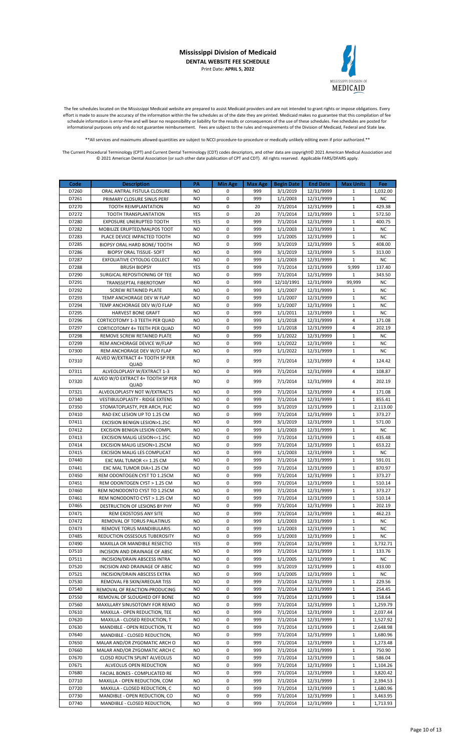# Mississippi Division of Medicaid

**DENTAL WEBSITE FEE SCHEDULE**

Print Date: **APRIL 5, 2022**

The fee schedules located on the Mississippi Medicaid website are prepared to assist Medicaid providers and are not intended to grant rights or impose obligations. Every effort is made to assure the accuracy of the information within the fee schedules as of the date they are printed. Medicaid makes no guarantee that this compilation of fee schedule information is error-free and will bear no responsibility or liability for the results or consequences of the use of these schedules. Fee schedules are posted for informational purposes only and do not guarantee reimbursement. Fees are subject to the rules and requirements of the Division of Medicaid, Federal and State law.

**All services and maximums allowed quantities are subject to NCCI procedure-to-procedure or medically unlikely editing even if prior authorized.**

The Current Procedural Terminology (CPT) and Current Dental Terminology (CDT) codes descriptors, and other data are copyright© 2021 American Medical Association and © 2021 American Dental Association (or such other date publication of CPT and CDT). All rights reserved. Applicable FARS/DFARS apply.

| Code | Description | PA | Min Age | Max Age | Begin Date | End Date | Max Units | Fee |
|---|---|---|---|---|---|---|---|---|
| D7260 | ORAL ANTRAL FISTULA CLOSURE | NO | 0 | 999 | 3/1/2019 | 12/31/9999 | 1 | 1,032.00 |
| D7261 | PRIMARY CLOSURE SINUS PERF | NO | 0 | 999 | 1/1/2003 | 12/31/9999 | 1 | NC |
| D7270 | TOOTH REIMPLANTATION | NO | 0 | 20 | 7/1/2014 | 12/31/9999 | 1 | 429.38 |
| D7272 | TOOTH TRANSPLANTATION | YES | 0 | 20 | 7/1/2014 | 12/31/9999 | 1 | 572.50 |
| D7280 | EXPOSURE UNERUPTED TOOTH | YES | 0 | 999 | 7/1/2014 | 12/31/9999 | 1 | 400.75 |
| D7282 | MOBILIZE ERUPTED/MALPOS TOOT | NO | 0 | 999 | 1/1/2003 | 12/31/9999 | 1 | NC |
| D7283 | PLACE DEVICE IMPACTED TOOTH | NO | 0 | 999 | 1/1/2005 | 12/31/9999 | 1 | NC |
| D7285 | BIOPSY ORAL HARD BONE/ TOOTH | NO | 0 | 999 | 3/1/2019 | 12/31/9999 | 5 | 408.00 |
| D7286 | BIOPSY ORAL TISSUE- SOFT | NO | 0 | 999 | 3/1/2019 | 12/31/9999 | 5 | 313.00 |
| D7287 | EXFOLIATIVE CYTOLOG COLLECT | NO | 0 | 999 | 1/1/2003 | 12/31/9999 | 1 | NC |
| D7288 | BRUSH BIOPSY | YES | 0 | 999 | 7/1/2014 | 12/31/9999 | 9,999 | 137.40 |
| D7290 | SURGICAL REPOSITIONING OF TEE | NO | 0 | 999 | 7/1/2014 | 12/31/9999 | 1 | 343.50 |
| D7291 | TRANSSEPTAL FIBEROTOMY | NO | 0 | 999 | 12/10/1991 | 12/31/9999 | 99,999 | NC |
| D7292 | SCREW RETAINED PLATE | NO | 0 | 999 | 1/1/2007 | 12/31/9999 | 1 | NC |
| D7293 | TEMP ANCHORAGE DEV W FLAP | NO | 0 | 999 | 1/1/2007 | 12/31/9999 | 1 | NC |
| D7294 | TEMP ANCHORAGE DEV W/O FLAP | NO | 0 | 999 | 1/1/2007 | 12/31/9999 | 1 | NC |
| D7295 | HARVEST BONE GRAFT | NO | 0 | 999 | 1/1/2011 | 12/31/9999 | 1 | NC |
| D7296 | CORTICOTOMY 1-3 TEETH PER QUAD | NO | 0 | 999 | 1/1/2018 | 12/31/9999 | 4 | 171.08 |
| D7297 | CORTICOTOMY 4+ TEETH PER QUAD | NO | 0 | 999 | 1/1/2018 | 12/31/9999 | 4 | 202.19 |
| D7298 | REMOVE SCREW RETAINED PLATE | NO | 0 | 999 | 1/1/2022 | 12/31/9999 | 1 | NC |
| D7299 | REM ANCHORAGE DEVICE W/FLAP | NO | 0 | 999 | 1/1/2022 | 12/31/9999 | 1 | NC |
| D7300 | REM ANCHORAGE DEV W/O FLAP | NO | 0 | 999 | 1/1/2022 | 12/31/9999 | 1 | NC |
| D7310 | ALVEO W/EXTRACT 4+ TOOTH SP PER QUAD | NO | 0 | 999 | 7/1/2014 | 12/31/9999 | 4 | 124.42 |
| D7311 | ALVEOLOPLAY W/EXTRACT 1-3 | NO | 0 | 999 | 7/1/2014 | 12/31/9999 | 4 | 108.87 |
| D7320 | ALVEO W/O EXTRACT 4+ TOOTH SP PER QUAD | NO | 0 | 999 | 7/1/2014 | 12/31/9999 | 4 | 202.19 |
| D7321 | ALVEOLOPLASTY NOT W/EXTRACTS | NO | 0 | 999 | 7/1/2014 | 12/31/9999 | 4 | 171.08 |
| D7340 | VESTIBULOPLASTY - RIDGE EXTENS | NO | 0 | 999 | 7/1/2014 | 12/31/9999 | 1 | 855.41 |
| D7350 | STOMATOPLASTY, PER ARCH, PLIC | NO | 0 | 999 | 3/1/2019 | 12/31/9999 | 1 | 2,113.00 |
| D7410 | RAD EXC LESION UP TO 1.25 CM | NO | 0 | 999 | 7/1/2014 | 12/31/9999 | 1 | 373.27 |
| D7411 | EXCISION BENIGN LESION>1.25C | NO | 0 | 999 | 3/1/2019 | 12/31/9999 | 1 | 571.00 |
| D7412 | EXCISION BENIGN LESION COMPL | NO | 0 | 999 | 1/1/2003 | 12/31/9999 | 1 | NC |
| D7413 | EXCISION MALIG LESION<=1.25C | NO | 0 | 999 | 7/1/2014 | 12/31/9999 | 1 | 435.48 |
| D7414 | EXCISION MALIG LESION>1.25CM | NO | 0 | 999 | 7/1/2014 | 12/31/9999 | 1 | 653.22 |
| D7415 | EXCISION MALIG LES COMPLICAT | NO | 0 | 999 | 1/1/2003 | 12/31/9999 | 1 | NC |
| D7440 | EXC MAL TUMOR <= 1.25 CM | NO | 0 | 999 | 7/1/2014 | 12/31/9999 | 1 | 591.01 |
| D7441 | EXC MAL TUMOR DIA>1.25 CM | NO | 0 | 999 | 7/1/2014 | 12/31/9999 | 1 | 870.97 |
| D7450 | REM ODONTOGEN CYST TO 1.25CM | NO | 0 | 999 | 7/1/2014 | 12/31/9999 | 1 | 373.27 |
| D7451 | REM ODONTOGEN CYST > 1.25 CM | NO | 0 | 999 | 7/1/2014 | 12/31/9999 | 1 | 510.14 |
| D7460 | REM NONODONTO CYST TO 1.25CM | NO | 0 | 999 | 7/1/2014 | 12/31/9999 | 1 | 373.27 |
| D7461 | REM NONODONTO CYST > 1.25 CM | NO | 0 | 999 | 7/1/2014 | 12/31/9999 | 1 | 510.14 |
| D7465 | DESTRUCTION OF LESIONS BY PHY | NO | 0 | 999 | 7/1/2014 | 12/31/9999 | 1 | 202.19 |
| D7471 | REM EXOSTOSIS ANY SITE | NO | 0 | 999 | 7/1/2014 | 12/31/9999 | 1 | 462.23 |
| D7472 | REMOVAL OF TORUS PALATINUS | NO | 0 | 999 | 1/1/2003 | 12/31/9999 | 1 | NC |
| D7473 | REMOVE TORUS MANDIBULARIS | NO | 0 | 999 | 1/1/2003 | 12/31/9999 | 1 | NC |
| D7485 | REDUCTION OSSESOUS TUBEROSITY | NO | 0 | 999 | 1/1/2003 | 12/31/9999 | 1 | NC |
| D7490 | MAXILLA OR MANDIBLE RESECTIO | YES | 0 | 999 | 7/1/2014 | 12/31/9999 | 1 | 3,732.71 |
| D7510 | INCISION AND DRAINAGE OF ABSC | NO | 0 | 999 | 7/1/2014 | 12/31/9999 | 1 | 133.76 |
| D7511 | INCISION/DRAIN ABSCESS INTRA | NO | 0 | 999 | 1/1/2005 | 12/31/9999 | 1 | NC |
| D7520 | INCISION AND DRAINAGE OF ABSC | NO | 0 | 999 | 3/1/2019 | 12/31/9999 | 1 | 433.00 |
| D7521 | INCISION/DRAIN ABSCESS EXTRA | NO | 0 | 999 | 1/1/2005 | 12/31/9999 | 1 | NC |
| D7530 | REMOVAL FB SKIN/AREOLAR TISS | NO | 0 | 999 | 7/1/2014 | 12/31/9999 | 1 | 229.56 |
| D7540 | REMOVAL OF REACTION-PRODUCING | NO | 0 | 999 | 7/1/2014 | 12/31/9999 | 1 | 254.45 |
| D7550 | REMOVAL OF SLOUGHED OFF BONE | NO | 0 | 999 | 7/1/2014 | 12/31/9999 | 1 | 158.64 |
| D7560 | MAXILLARY SINUSOTOMY FOR REMO | NO | 0 | 999 | 7/1/2014 | 12/31/9999 | 1 | 1,259.79 |
| D7610 | MAXILLA - OPEN REDUCTION, TEE | NO | 0 | 999 | 7/1/2014 | 12/31/9999 | 1 | 2,037.44 |
| D7620 | MAXILLA - CLOSED REDUCTION, T | NO | 0 | 999 | 7/1/2014 | 12/31/9999 | 1 | 1,527.92 |
| D7630 | MANDIBLE - OPEN REDUCTION, TE | NO | 0 | 999 | 7/1/2014 | 12/31/9999 | 1 | 2,648.98 |
| D7640 | MANDIBLE - CLOSED REDUCTION, | NO | 0 | 999 | 7/1/2014 | 12/31/9999 | 1 | 1,680.96 |
| D7650 | MALAR AND/OR ZYGOMATIC ARCH O | NO | 0 | 999 | 7/1/2014 | 12/31/9999 | 1 | 1,273.48 |
| D7660 | MALAR AND/OR ZYGOMATIC ARCH C | NO | 0 | 999 | 7/1/2014 | 12/31/9999 | 1 | 750.90 |
| D7670 | CLOSD RDUCTN SPLINT ALVEOLUS | NO | 0 | 999 | 7/1/2014 | 12/31/9999 | 1 | 586.04 |
| D7671 | ALVEOLUS OPEN REDUCTION | NO | 0 | 999 | 7/1/2014 | 12/31/9999 | 1 | 1,104.26 |
| D7680 | FACIAL BONES - COMPLICATED RE | NO | 0 | 999 | 7/1/2014 | 12/31/9999 | 1 | 3,820.42 |
| D7710 | MAXILLA - OPEN REDUCTION, COM | NO | 0 | 999 | 7/1/2014 | 12/31/9999 | 1 | 2,394.53 |
| D7720 | MAXILLA - CLOSED REDUCTION, C | NO | 0 | 999 | 7/1/2014 | 12/31/9999 | 1 | 1,680.96 |
| D7730 | MANDIBLE - OPEN REDUCTION, CO | NO | 0 | 999 | 7/1/2014 | 12/31/9999 | 1 | 3,463.95 |
| D7740 | MANDIBLE - CLOSED REDUCTION, | NO | 0 | 999 | 7/1/2014 | 12/31/9999 | 1 | 1,713.93 |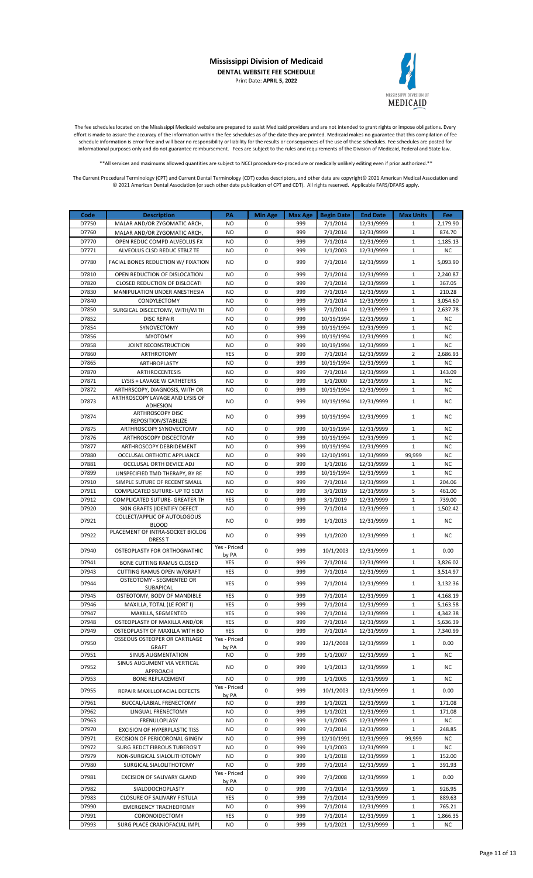# Mississippi Division of Medicaid

**DENTAL WEBSITE FEE SCHEDULE**

Print Date: **APRIL 5, 2022**

The fee schedules located on the Mississippi Medicaid website are prepared to assist Medicaid providers and are not intended to grant rights or impose obligations. Every effort is made to assure the accuracy of the information within the fee schedules as of the date they are printed. Medicaid makes no guarantee that this compilation of fee schedule information is error-free and will bear no responsibility or liability for the results or consequences of the use of these schedules. Fee schedules are posted for informational purposes only and do not guarantee reimbursement. Fees are subject to the rules and requirements of the Division of Medicaid, Federal and State law.

**All services and maximums allowed quantities are subject to NCCI procedure-to-procedure or medically unlikely editing even if prior authorized.**

The Current Procedural Terminology (CPT) and Current Dental Terminology (CDT) codes descriptors, and other data are copyright© 2021 American Medical Association and © 2021 American Dental Association (or such other date publication of CPT and CDT). All rights reserved. Applicable FARS/DFARS apply.

| Code | Description | PA | Min Age | Max Age | Begin Date | End Date | Max Units | Fee |
|---|---|---|---|---|---|---|---|---|
| D7750 | MALAR AND/OR ZYGOMATIC ARCH, | NO | 0 | 999 | 7/1/2014 | 12/31/9999 | 1 | 2,179.90 |
| D7760 | MALAR AND/OR ZYGOMATIC ARCH, | NO | 0 | 999 | 7/1/2014 | 12/31/9999 | 1 | 874.70 |
| D7770 | OPEN REDUC COMPD ALVEOLUS FX | NO | 0 | 999 | 7/1/2014 | 12/31/9999 | 1 | 1,185.13 |
| D7771 | ALVEOLUS CLSD REDUC STBLZ TE | NO | 0 | 999 | 1/1/2003 | 12/31/9999 | 1 | NC |
| D7780 | FACIAL BONES REDUCTION W/ FIXATION | NO | 0 | 999 | 7/1/2014 | 12/31/9999 | 1 | 5,093.90 |
| D7810 | OPEN REDUCTION OF DISLOCATION | NO | 0 | 999 | 7/1/2014 | 12/31/9999 | 1 | 2,240.87 |
| D7820 | CLOSED REDUCTION OF DISLOCATI | NO | 0 | 999 | 7/1/2014 | 12/31/9999 | 1 | 367.05 |
| D7830 | MANIPULATION UNDER ANESTHESIA | NO | 0 | 999 | 7/1/2014 | 12/31/9999 | 1 | 210.28 |
| D7840 | CONDYLECTOMY | NO | 0 | 999 | 7/1/2014 | 12/31/9999 | 1 | 3,054.60 |
| D7850 | SURGICAL DISCECTOMY, WITH/WITH | NO | 0 | 999 | 7/1/2014 | 12/31/9999 | 1 | 2,637.78 |
| D7852 | DISC REPAIR | NO | 0 | 999 | 10/19/1994 | 12/31/9999 | 1 | NC |
| D7854 | SYNOVECTOMY | NO | 0 | 999 | 10/19/1994 | 12/31/9999 | 1 | NC |
| D7856 | MYOTOMY | NO | 0 | 999 | 10/19/1994 | 12/31/9999 | 1 | NC |
| D7858 | JOINT RECONSTRUCTION | NO | 0 | 999 | 10/19/1994 | 12/31/9999 | 1 | NC |
| D7860 | ARTHROTOMY | YES | 0 | 999 | 7/1/2014 | 12/31/9999 | 2 | 2,686.93 |
| D7865 | ARTHROPLASTY | NO | 0 | 999 | 10/19/1994 | 12/31/9999 | 1 | NC |
| D7870 | ARTHROCENTESIS | NO | 0 | 999 | 7/1/2014 | 12/31/9999 | 1 | 143.09 |
| D7871 | LYSIS + LAVAGE W CATHETERS | NO | 0 | 999 | 1/1/2000 | 12/31/9999 | 1 | NC |
| D7872 | ARTHRSCOPY, DIAGNOSIS, WITH OR | NO | 0 | 999 | 10/19/1994 | 12/31/9999 | 1 | NC |
| D7873 | ARTHROSCOPY LAVAGE AND LYSIS OF ADHESION | NO | 0 | 999 | 10/19/1994 | 12/31/9999 | 1 | NC |
| D7874 | ARTHROSCOPY DISC REPOSITION/STABILIZE | NO | 0 | 999 | 10/19/1994 | 12/31/9999 | 1 | NC |
| D7875 | ARTHROSCOPY SYNOVECTOMY | NO | 0 | 999 | 10/19/1994 | 12/31/9999 | 1 | NC |
| D7876 | ARTHROSCOPY DISCECTOMY | NO | 0 | 999 | 10/19/1994 | 12/31/9999 | 1 | NC |
| D7877 | ARTHROSCOPY DEBRIDEMENT | NO | 0 | 999 | 10/19/1994 | 12/31/9999 | 1 | NC |
| D7880 | OCCLUSAL ORTHOTIC APPLIANCE | NO | 0 | 999 | 12/10/1991 | 12/31/9999 | 99,999 | NC |
| D7881 | OCCLUSAL ORTH DEVICE ADJ | NO | 0 | 999 | 1/1/2016 | 12/31/9999 | 1 | NC |
| D7899 | UNSPECIFIED TMD THERAPY, BY RE | NO | 0 | 999 | 10/19/1994 | 12/31/9999 | 1 | NC |
| D7910 | SIMPLE SUTURE OF RECENT SMALL | NO | 0 | 999 | 7/1/2014 | 12/31/9999 | 1 | 204.06 |
| D7911 | COMPLICATED SUTURE- UP TO 5CM | NO | 0 | 999 | 3/1/2019 | 12/31/9999 | 5 | 461.00 |
| D7912 | COMPLICATED SUTURE- GREATER TH | YES | 0 | 999 | 3/1/2019 | 12/31/9999 | 1 | 739.00 |
| D7920 | SKIN GRAFTS (IDENTIFY DEFECT | NO | 0 | 999 | 7/1/2014 | 12/31/9999 | 1 | 1,502.42 |
| D7921 | COLLECT/APPLIC OF AUTOLOGOUS BLOOD | NO | 0 | 999 | 1/1/2013 | 12/31/9999 | 1 | NC |
| D7922 | PLACEMENT OF INTRA-SOCKET BIOLOG DRESS T | NO | 0 | 999 | 1/1/2020 | 12/31/9999 | 1 | NC |
| D7940 | OSTEOPLASTY FOR ORTHOGNATHIC | Yes - Priced by PA | 0 | 999 | 10/1/2003 | 12/31/9999 | 1 | 0.00 |
| D7941 | BONE CUTTING RAMUS CLOSED | YES | 0 | 999 | 7/1/2014 | 12/31/9999 | 1 | 3,826.02 |
| D7943 | CUTTING RAMUS OPEN W/GRAFT | YES | 0 | 999 | 7/1/2014 | 12/31/9999 | 1 | 3,514.97 |
| D7944 | OSTEOTOMY - SEGMENTED OR SUBAPICAL | YES | 0 | 999 | 7/1/2014 | 12/31/9999 | 1 | 3,132.36 |
| D7945 | OSTEOTOMY, BODY OF MANDIBLE | YES | 0 | 999 | 7/1/2014 | 12/31/9999 | 1 | 4,168.19 |
| D7946 | MAXILLA, TOTAL (LE FORT I) | YES | 0 | 999 | 7/1/2014 | 12/31/9999 | 1 | 5,163.58 |
| D7947 | MAXILLA, SEGMENTED | YES | 0 | 999 | 7/1/2014 | 12/31/9999 | 1 | 4,342.38 |
| D7948 | OSTEOPLASTY OF MAXILLA AND/OR | YES | 0 | 999 | 7/1/2014 | 12/31/9999 | 1 | 5,636.39 |
| D7949 | OSTEOPLASTY OF MAXILLA WITH BO | YES | 0 | 999 | 7/1/2014 | 12/31/9999 | 1 | 7,340.99 |
| D7950 | OSSEOUS OSTEOPER OR CARTILAGE GRAFT | Yes - Priced by PA | 0 | 999 | 12/1/2008 | 12/31/9999 | 1 | 0.00 |
| D7951 | SINUS AUGMENTATION | NO | 0 | 999 | 1/1/2007 | 12/31/9999 | 1 | NC |
| D7952 | SINUS AUGUMENT VIA VERTICAL APPROACH | NO | 0 | 999 | 1/1/2013 | 12/31/9999 | 1 | NC |
| D7953 | BONE REPLACEMENT | NO | 0 | 999 | 1/1/2005 | 12/31/9999 | 1 | NC |
| D7955 | REPAIR MAXILLOFACIAL DEFECTS | Yes - Priced by PA | 0 | 999 | 10/1/2003 | 12/31/9999 | 1 | 0.00 |
| D7961 | BUCCAL/LABIAL FRENECTOMY | NO | 0 | 999 | 1/1/2021 | 12/31/9999 | 1 | 171.08 |
| D7962 | LINGUAL FRENECTOMY | NO | 0 | 999 | 1/1/2021 | 12/31/9999 | 1 | 171.08 |
| D7963 | FRENULOPLASY | NO | 0 | 999 | 1/1/2005 | 12/31/9999 | 1 | NC |
| D7970 | EXCISION OF HYPERPLASTIC TISS | NO | 0 | 999 | 7/1/2014 | 12/31/9999 | 1 | 248.85 |
| D7971 | EXCISION OF PERICORONAL GINGIV | NO | 0 | 999 | 12/10/1991 | 12/31/9999 | 99,999 | NC |
| D7972 | SURG REDCT FIBROUS TUBEROSIT | NO | 0 | 999 | 1/1/2003 | 12/31/9999 | 1 | NC |
| D7979 | NON-SURGICAL SIALOLITHOTOMY | NO | 0 | 999 | 1/1/2018 | 12/31/9999 | 1 | 152.00 |
| D7980 | SURGICAL SIALOLITHOTOMY | NO | 0 | 999 | 7/1/2014 | 12/31/9999 | 1 | 391.93 |
| D7981 | EXCISION OF SALIVARY GLAND | Yes - Priced by PA | 0 | 999 | 7/1/2008 | 12/31/9999 | 1 | 0.00 |
| D7982 | SIALDDOCHOPLASTY | NO | 0 | 999 | 7/1/2014 | 12/31/9999 | 1 | 926.95 |
| D7983 | CLOSURE OF SALIVARY FISTULA | YES | 0 | 999 | 7/1/2014 | 12/31/9999 | 1 | 889.63 |
| D7990 | EMERGENCY TRACHEOTOMY | NO | 0 | 999 | 7/1/2014 | 12/31/9999 | 1 | 765.21 |
| D7991 | CORONOIDECTOMY | YES | 0 | 999 | 7/1/2014 | 12/31/9999 | 1 | 1,866.35 |
| D7993 | SURG PLACE CRANIOFACIAL IMPL | NO | 0 | 999 | 1/1/2021 | 12/31/9999 | 1 | NC |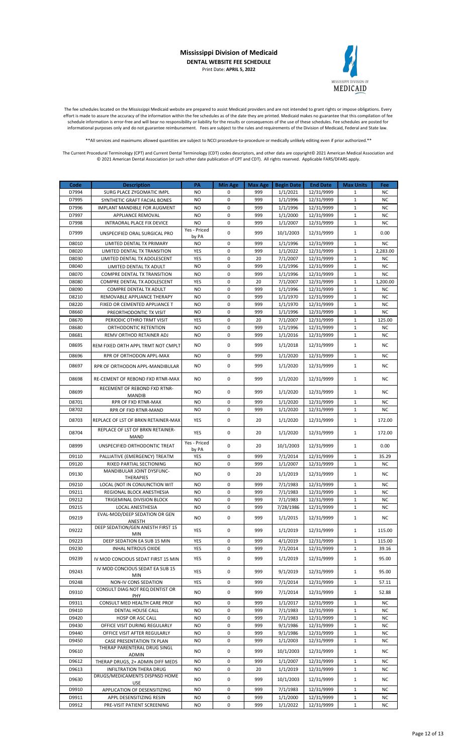# Mississippi Division of Medicaid

**DENTAL WEBSITE FEE SCHEDULE**

Print Date: **APRIL 5, 2022**

The fee schedules located on the Mississippi Medicaid website are prepared to assist Medicaid providers and are not intended to grant rights or impose obligations. Every effort is made to assure the accuracy of the information within the fee schedules as of the date they are printed. Medicaid makes no guarantee that this compilation of fee schedule information is error-free and will bear no responsibility or liability for the results or consequences of the use of these schedules. Fee schedules are posted for informational purposes only and do not guarantee reimbursement. Fees are subject to the rules and requirements of the Division of Medicaid, Federal and State law.

**All services and maximums allowed quantities are subject to NCCI procedure-to-procedure or medically unlikely editing even if prior authorized.**

The Current Procedural Terminology (CPT) and Current Dental Terminology (CDT) codes descriptors, and other data are copyright© 2021 American Medical Association and © 2021 American Dental Association (or such other date publication of CPT and CDT). All rights reserved. Applicable FARS/DFARS apply.

| Code | Description | PA | Min Age | Max Age | Begin Date | End Date | Max Units | Fee |
|---|---|---|---|---|---|---|---|---|
| D7994 | SURG PLACE ZYGOMATIC IMPL | NO | 0 | 999 | 1/1/2021 | 12/31/9999 | 1 | NC |
| D7995 | SYNTHETIC GRAFT FACIAL BONES | NO | 0 | 999 | 1/1/1996 | 12/31/9999 | 1 | NC |
| D7996 | IMPLANT MANDIBLE FOR AUGMENT | NO | 0 | 999 | 1/1/1996 | 12/31/9999 | 1 | NC |
| D7997 | APPLIANCE REMOVAL | NO | 0 | 999 | 1/1/2000 | 12/31/9999 | 1 | NC |
| D7998 | INTRAORAL PLACE FIX DEVICE | NO | 0 | 999 | 1/1/2007 | 12/31/9999 | 1 | NC |
| D7999 | UNSPECIFIED ORAL SURGICAL PRO | Yes - Priced by PA | 0 | 999 | 10/1/2003 | 12/31/9999 | 1 | 0.00 |
| D8010 | LIMITED DENTAL TX PRIMARY | NO | 0 | 999 | 1/1/1996 | 12/31/9999 | 1 | NC |
| D8020 | LIMITED DENTAL TX TRANSITION | YES | 0 | 999 | 1/1/2022 | 12/31/9999 | 1 | 2,283.00 |
| D8030 | LIMITED DENTAL TX ADOLESCENT | YES | 0 | 20 | 7/1/2007 | 12/31/9999 | 1 | NC |
| D8040 | LIMITED DENTAL TX ADULT | NO | 0 | 999 | 1/1/1996 | 12/31/9999 | 1 | NC |
| D8070 | COMPRE DENTAL TX TRANSITION | NO | 0 | 999 | 1/1/1996 | 12/31/9999 | 1 | NC |
| D8080 | COMPRE DENTAL TX ADOLESCENT | YES | 0 | 20 | 7/1/2007 | 12/31/9999 | 1 | 1,200.00 |
| D8090 | COMPRE DENTAL TX ADULT | NO | 0 | 999 | 1/1/1996 | 12/31/9999 | 1 | NC |
| D8210 | REMOVABLE APPLIANCE THERAPY | NO | 0 | 999 | 1/1/1970 | 12/31/9999 | 1 | NC |
| D8220 | FIXED OR CEMENTED APPLIANCE T | NO | 0 | 999 | 1/1/1970 | 12/31/9999 | 1 | NC |
| D8660 | PREORTHODONTIC TX VISIT | NO | 0 | 999 | 1/1/1996 | 12/31/9999 | 1 | NC |
| D8670 | PERIODIC OTHRO TRMT VISIT | YES | 0 | 20 | 7/1/2007 | 12/31/9999 | 1 | 125.00 |
| D8680 | ORTHODONTIC RETENTION | NO | 0 | 999 | 1/1/1996 | 12/31/9999 | 1 | NC |
| D8681 | REMV ORTHOD RETAINER ADJ | NO | 0 | 999 | 1/1/2016 | 12/31/9999 | 1 | NC |
| D8695 | REM FIXED ORTH APPL TRMT NOT CMPLT | NO | 0 | 999 | 1/1/2018 | 12/31/9999 | 1 | NC |
| D8696 | RPR OF ORTHODON APPL-MAX | NO | 0 | 999 | 1/1/2020 | 12/31/9999 | 1 | NC |
| D8697 | RPR OF ORTHODON APPL-MANDIBULAR | NO | 0 | 999 | 1/1/2020 | 12/31/9999 | 1 | NC |
| D8698 | RE-CEMENT OF REBOND FXD RTNR-MAX | NO | 0 | 999 | 1/1/2020 | 12/31/9999 | 1 | NC |
| D8699 | RECEMENT OF REBOND FXD RTNR-MANDIB | NO | 0 | 999 | 1/1/2020 | 12/31/9999 | 1 | NC |
| D8701 | RPR OF FXD RTNR-MAX | NO | 0 | 999 | 1/1/2020 | 12/31/9999 | 1 | NC |
| D8702 | RPR OF FXD RTNR-MAND | NO | 0 | 999 | 1/1/2020 | 12/31/9999 | 1 | NC |
| D8703 | REPLACE OF LST OF BRKN RETAINER-MAX | YES | 0 | 20 | 1/1/2020 | 12/31/9999 | 1 | 172.00 |
| D8704 | REPLACE OF LST OF BRKN RETAINER-MAND | YES | 0 | 20 | 1/1/2020 | 12/31/9999 | 1 | 172.00 |
| D8999 | UNSPECIFIED ORTHODONTIC TREAT | Yes - Priced by PA | 0 | 20 | 10/1/2003 | 12/31/9999 | 1 | 0.00 |
| D9110 | PALLIATIVE (EMERGENCY) TREATM | YES | 0 | 999 | 7/1/2014 | 12/31/9999 | 1 | 35.29 |
| D9120 | RIXED PARTIAL SECTIONING | NO | 0 | 999 | 1/1/2007 | 12/31/9999 | 1 | NC |
| D9130 | MANDIBULAR JOINT DYSFUNC-THERAPIES | NO | 0 | 20 | 1/1/2019 | 12/31/9999 | 1 | NC |
| D9210 | LOCAL (NOT IN CONJUNCTION WIT | NO | 0 | 999 | 7/1/1983 | 12/31/9999 | 1 | NC |
| D9211 | REGIONAL BLOCK ANESTHESIA | NO | 0 | 999 | 7/1/1983 | 12/31/9999 | 1 | NC |
| D9212 | TRIGEMINAL DIVISION BLOCK | NO | 0 | 999 | 7/1/1983 | 12/31/9999 | 1 | NC |
| D9215 | LOCAL ANESTHESIA | NO | 0 | 999 | 7/28/1986 | 12/31/9999 | 1 | NC |
| D9219 | EVAL-MOD/DEEP SEDATION OR GEN ANESTH | NO | 0 | 999 | 1/1/2015 | 12/31/9999 | 1 | NC |
| D9222 | DEEP SEDATION/GEN ANESTH FIRST 15 MIN | YES | 0 | 999 | 1/1/2019 | 12/31/9999 | 1 | 115.00 |
| D9223 | DEEP SEDATION EA SUB 15 MIN | YES | 0 | 999 | 4/1/2019 | 12/31/9999 | 1 | 115.00 |
| D9230 | INHAL NITROUS OXIDE | YES | 0 | 999 | 7/1/2014 | 12/31/9999 | 1 | 39.16 |
| D9239 | IV MOD CONCIOUS SEDAT FIRST 15 MIN | YES | 0 | 999 | 1/1/2019 | 12/31/9999 | 1 | 95.00 |
| D9243 | IV MOD CONCIOUS SEDAT EA SUB 15 MIN | YES | 0 | 999 | 9/1/2019 | 12/31/9999 | 1 | 95.00 |
| D9248 | NON-IV CONS SEDATION | YES | 0 | 999 | 7/1/2014 | 12/31/9999 | 1 | 57.11 |
| D9310 | CONSULT DIAG NOT REQ DENTIST OR PHY | NO | 0 | 999 | 7/1/2014 | 12/31/9999 | 1 | 52.88 |
| D9311 | CONSULT MED HEALTH CARE PROF | NO | 0 | 999 | 1/1/2017 | 12/31/9999 | 1 | NC |
| D9410 | DENTAL HOUSE CALL | NO | 0 | 999 | 7/1/1983 | 12/31/9999 | 1 | NC |
| D9420 | HOSP OR ASC CALL | NO | 0 | 999 | 7/1/1983 | 12/31/9999 | 1 | NC |
| D9430 | OFFICE VISIT DURING REGULARLY | NO | 0 | 999 | 9/1/1986 | 12/31/9999 | 1 | NC |
| D9440 | OFFICE VISIT AFTER REGULARLY | NO | 0 | 999 | 9/1/1986 | 12/31/9999 | 1 | NC |
| D9450 | CASE PRESENTATION TX PLAN | NO | 0 | 999 | 1/1/2003 | 12/31/9999 | 1 | NC |
| D9610 | THERAP PARENTERAL DRUG SINGL ADMIN | NO | 0 | 999 | 10/1/2003 | 12/31/9999 | 1 | NC |
| D9612 | THERAP DRUGS, 2+ ADMIN DIFF MEDS | NO | 0 | 999 | 1/1/2007 | 12/31/9999 | 1 | NC |
| D9613 | INFILTRATION THERA DRUG | NO | 0 | 20 | 1/1/2019 | 12/31/9999 | 1 | NC |
| D9630 | DRUGS/MEDICAMENTS DISPNSD HOME USE | NO | 0 | 999 | 10/1/2003 | 12/31/9999 | 1 | NC |
| D9910 | APPLICATION OF DESENSITIZING | NO | 0 | 999 | 7/1/1983 | 12/31/9999 | 1 | NC |
| D9911 | APPL DESENSITIZING RESIN | NO | 0 | 999 | 1/1/2000 | 12/31/9999 | 1 | NC |
| D9912 | PRE-VISIT PATIENT SCREENING | NO | 0 | 999 | 1/1/2022 | 12/31/9999 | 1 | NC |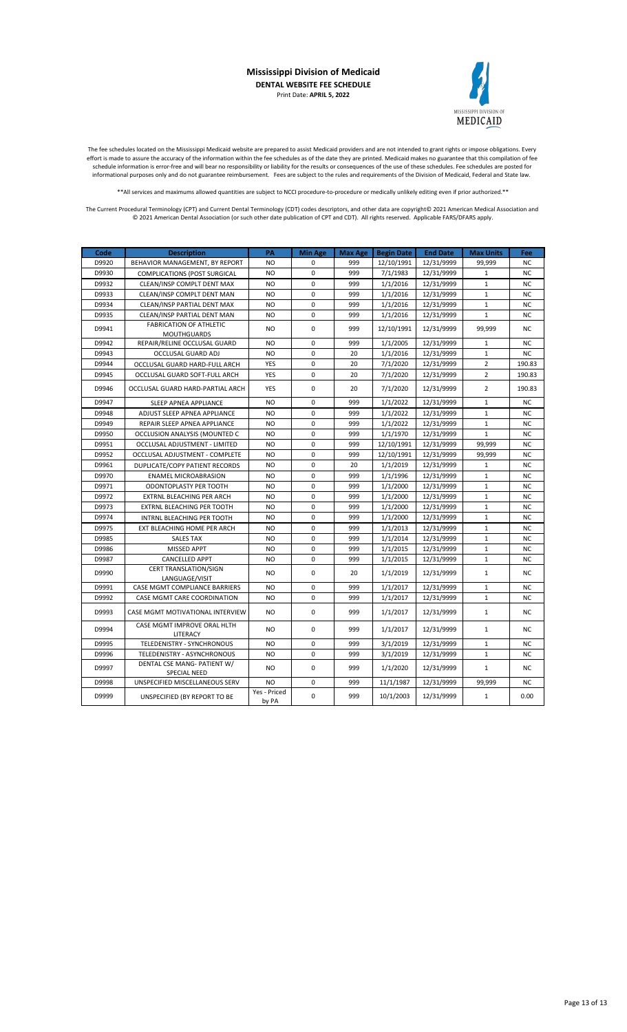# Mississippi Division of Medicaid

**DENTAL WEBSITE FEE SCHEDULE**

Print Date: **APRIL 5, 2022**

The fee schedules located on the Mississippi Medicaid website are prepared to assist Medicaid providers and are not intended to grant rights or impose obligations. Every effort is made to assure the accuracy of the information within the fee schedules as of the date they are printed. Medicaid makes no guarantee that this compilation of fee schedule information is error-free and will bear no responsibility or liability for the results or consequences of the use of these schedules. Fee schedules are posted for informational purposes only and do not guarantee reimbursement. Fees are subject to the rules and requirements of the Division of Medicaid, Federal and State law.

**All services and maximums allowed quantities are subject to NCCI procedure-to-procedure or medically unlikely editing even if prior authorized.**

The Current Procedural Terminology (CPT) and Current Dental Terminology (CDT) codes descriptors, and other data are copyright© 2021 American Medical Association and © 2021 American Dental Association (or such other date publication of CPT and CDT). All rights reserved. Applicable FARS/DFARS apply.

| Code | Description | PA | Min Age | Max Age | Begin Date | End Date | Max Units | Fee |
|---|---|---|---|---|---|---|---|---|
| D9920 | BEHAVIOR MANAGEMENT, BY REPORT | NO | 0 | 999 | 12/10/1991 | 12/31/9999 | 99,999 | NC |
| D9930 | COMPLICATIONS (POST SURGICAL | NO | 0 | 999 | 7/1/1983 | 12/31/9999 | 1 | NC |
| D9932 | CLEAN/INSP COMPLT DENT MAX | NO | 0 | 999 | 1/1/2016 | 12/31/9999 | 1 | NC |
| D9933 | CLEAN/INSP COMPLT DENT MAN | NO | 0 | 999 | 1/1/2016 | 12/31/9999 | 1 | NC |
| D9934 | CLEAN/INSP PARTIAL DENT MAX | NO | 0 | 999 | 1/1/2016 | 12/31/9999 | 1 | NC |
| D9935 | CLEAN/INSP PARTIAL DENT MAN | NO | 0 | 999 | 1/1/2016 | 12/31/9999 | 1 | NC |
| D9941 | FABRICATION OF ATHLETIC MOUTHGUARDS | NO | 0 | 999 | 12/10/1991 | 12/31/9999 | 99,999 | NC |
| D9942 | REPAIR/RELINE OCCLUSAL GUARD | NO | 0 | 999 | 1/1/2005 | 12/31/9999 | 1 | NC |
| D9943 | OCCLUSAL GUARD ADJ | NO | 0 | 20 | 1/1/2016 | 12/31/9999 | 1 | NC |
| D9944 | OCCLUSAL GUARD HARD-FULL ARCH | YES | 0 | 20 | 7/1/2020 | 12/31/9999 | 2 | 190.83 |
| D9945 | OCCLUSAL GUARD SOFT-FULL ARCH | YES | 0 | 20 | 7/1/2020 | 12/31/9999 | 2 | 190.83 |
| D9946 | OCCLUSAL GUARD HARD-PARTIAL ARCH | YES | 0 | 20 | 7/1/2020 | 12/31/9999 | 2 | 190.83 |
| D9947 | SLEEP APNEA APPLIANCE | NO | 0 | 999 | 1/1/2022 | 12/31/9999 | 1 | NC |
| D9948 | ADJUST SLEEP APNEA APPLIANCE | NO | 0 | 999 | 1/1/2022 | 12/31/9999 | 1 | NC |
| D9949 | REPAIR SLEEP APNEA APPLIANCE | NO | 0 | 999 | 1/1/2022 | 12/31/9999 | 1 | NC |
| D9950 | OCCLUSION ANALYSIS (MOUNTED C | NO | 0 | 999 | 1/1/1970 | 12/31/9999 | 1 | NC |
| D9951 | OCCLUSAL ADJUSTMENT - LIMITED | NO | 0 | 999 | 12/10/1991 | 12/31/9999 | 99,999 | NC |
| D9952 | OCCLUSAL ADJUSTMENT - COMPLETE | NO | 0 | 999 | 12/10/1991 | 12/31/9999 | 99,999 | NC |
| D9961 | DUPLICATE/COPY PATIENT RECORDS | NO | 0 | 20 | 1/1/2019 | 12/31/9999 | 1 | NC |
| D9970 | ENAMEL MICROABRASION | NO | 0 | 999 | 1/1/1996 | 12/31/9999 | 1 | NC |
| D9971 | ODONTOPLASTY PER TOOTH | NO | 0 | 999 | 1/1/2000 | 12/31/9999 | 1 | NC |
| D9972 | EXTRNL BLEACHING PER ARCH | NO | 0 | 999 | 1/1/2000 | 12/31/9999 | 1 | NC |
| D9973 | EXTRNL BLEACHING PER TOOTH | NO | 0 | 999 | 1/1/2000 | 12/31/9999 | 1 | NC |
| D9974 | INTRNL BLEACHING PER TOOTH | NO | 0 | 999 | 1/1/2000 | 12/31/9999 | 1 | NC |
| D9975 | EXT BLEACHING HOME PER ARCH | NO | 0 | 999 | 1/1/2013 | 12/31/9999 | 1 | NC |
| D9985 | SALES TAX | NO | 0 | 999 | 1/1/2014 | 12/31/9999 | 1 | NC |
| D9986 | MISSED APPT | NO | 0 | 999 | 1/1/2015 | 12/31/9999 | 1 | NC |
| D9987 | CANCELLED APPT | NO | 0 | 999 | 1/1/2015 | 12/31/9999 | 1 | NC |
| D9990 | CERT TRANSLATION/SIGN LANGUAGE/VISIT | NO | 0 | 20 | 1/1/2019 | 12/31/9999 | 1 | NC |
| D9991 | CASE MGMT COMPLIANCE BARRIERS | NO | 0 | 999 | 1/1/2017 | 12/31/9999 | 1 | NC |
| D9992 | CASE MGMT CARE COORDINATION | NO | 0 | 999 | 1/1/2017 | 12/31/9999 | 1 | NC |
| D9993 | CASE MGMT MOTIVATIONAL INTERVIEW | NO | 0 | 999 | 1/1/2017 | 12/31/9999 | 1 | NC |
| D9994 | CASE MGMT IMPROVE ORAL HLTH LITERACY | NO | 0 | 999 | 1/1/2017 | 12/31/9999 | 1 | NC |
| D9995 | TELEDENISTRY - SYNCHRONOUS | NO | 0 | 999 | 3/1/2019 | 12/31/9999 | 1 | NC |
| D9996 | TELEDENISTRY - ASYNCHRONOUS | NO | 0 | 999 | 3/1/2019 | 12/31/9999 | 1 | NC |
| D9997 | DENTAL CSE MANG- PATIENT W/ SPECIAL NEED | NO | 0 | 999 | 1/1/2020 | 12/31/9999 | 1 | NC |
| D9998 | UNSPECIFIED MISCELLANEOUS SERV | NO | 0 | 999 | 11/1/1987 | 12/31/9999 | 99,999 | NC |
| D9999 | UNSPECIFIED (BY REPORT TO BE | Yes - Priced by PA | 0 | 999 | 10/1/2003 | 12/31/9999 | 1 | 0.00 |